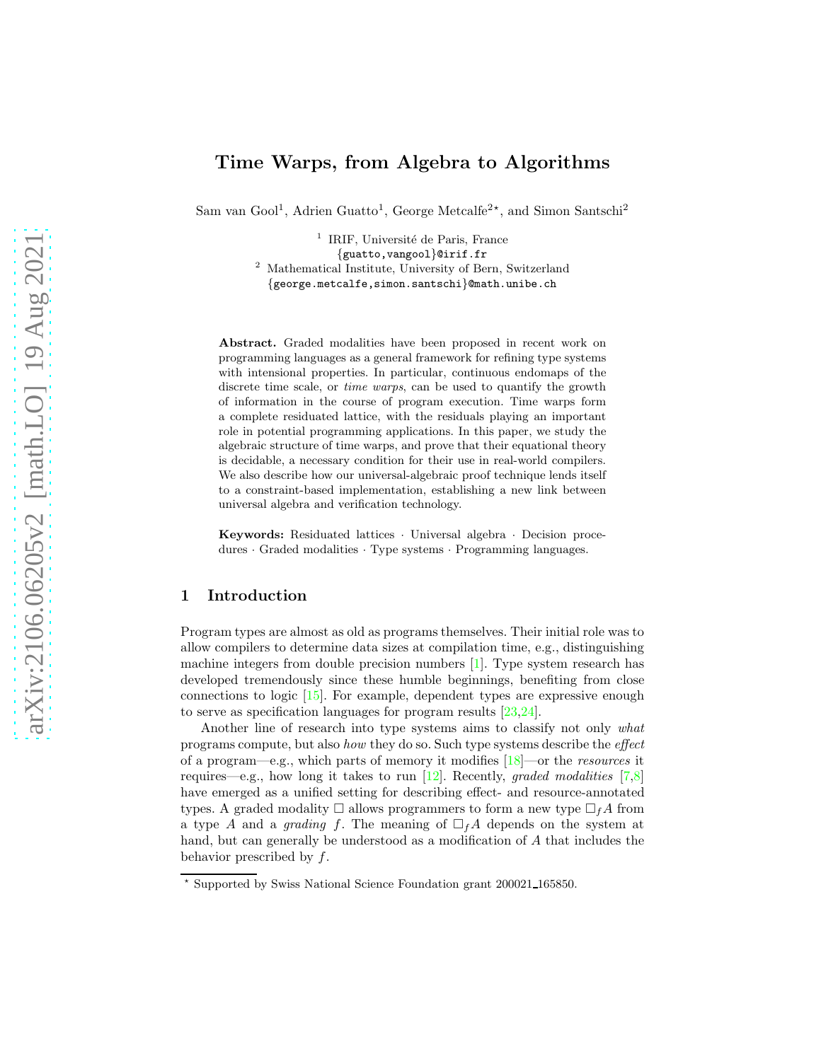# Time Warps, from Algebra to Algorithms

Sam van Gool[1], Adrien Guatto[1], George Metcalfe[2,⋆], and Simon Santschi[2]

[1] IRIF, Université de Paris, France
{guatto,vangool}@irif.fr

[2] Mathematical Institute, University of Bern, Switzerland
{george.metcalfe,simon.santschi}@math.unibe.ch

**Abstract.** Graded modalities have been proposed in recent work on programming languages as a general framework for refining type systems with intensional properties. In particular, continuous endomaps of the discrete time scale, or *time warps*, can be used to quantify the growth of information in the course of program execution. Time warps form a complete residuated lattice, with the residuals playing an important role in potential programming applications. In this paper, we study the algebraic structure of time warps, and prove that their equational theory is decidable, a necessary condition for their use in real-world compilers. We also describe how our universal-algebraic proof technique lends itself to a constraint-based implementation, establishing a new link between universal algebra and verification technology.

**Keywords:** Residuated lattices · Universal algebra · Decision procedures · Graded modalities · Type systems · Programming languages.

## 1 Introduction

Program types are almost as old as programs themselves. Their initial role was to allow compilers to determine data sizes at compilation time, e.g., distinguishing machine integers from double precision numbers [1]. Type system research has developed tremendously since these humble beginnings, benefiting from close connections to logic [15]. For example, dependent types are expressive enough to serve as specification languages for program results [23,24].

Another line of research into type systems aims to classify not only *what* programs compute, but also *how* they do so. Such type systems describe the *effect* of a program—e.g., which parts of memory it modifies [18]—or the *resources* it requires—e.g., how long it takes to run [12]. Recently, *graded modalities* [7,8] have emerged as a unified setting for describing effect- and resource-annotated types. A graded modality $\Box$ allows programmers to form a new type $\Box_f A$ from a type $A$ and a *grading* $f$. The meaning of $\Box_f A$ depends on the system at hand, but can generally be understood as a modification of $A$ that includes the behavior prescribed by $f$.

---

⋆ Supported by Swiss National Science Foundation grant 200021_165850.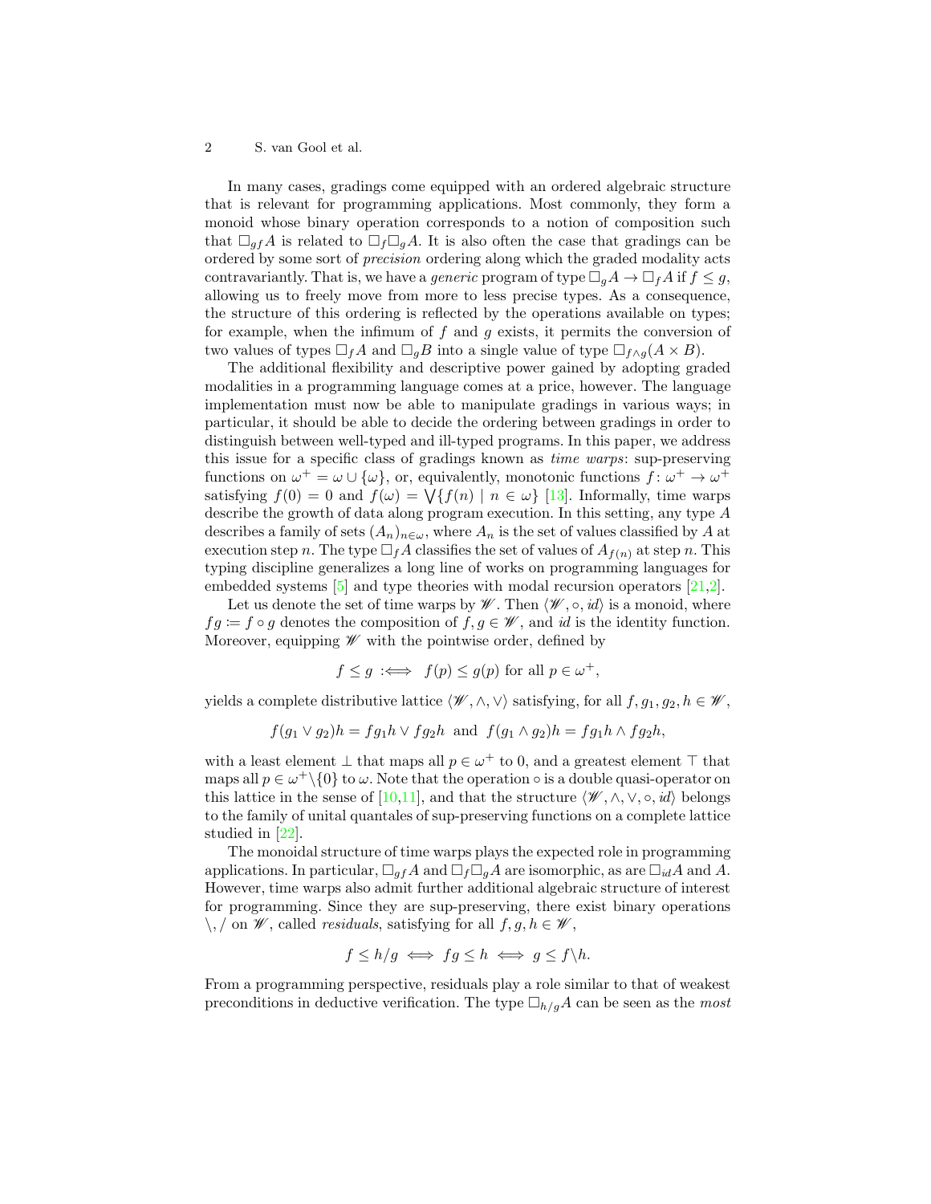In many cases, gradings come equipped with an ordered algebraic structure that is relevant for programming applications. Most commonly, they form a monoid whose binary operation corresponds to a notion of composition such that $\Box_{gf} A$ is related to $\Box_f \Box_g A$. It is also often the case that gradings can be ordered by some sort of *precision* ordering along which the graded modality acts contravariantly. That is, we have a *generic* program of type $\Box_g A \to \Box_f A$ if $f \leq g$, allowing us to freely move from more to less precise types. As a consequence, the structure of this ordering is reflected by the operations available on types; for example, when the infimum of $f$ and $g$ exists, it permits the conversion of two values of types $\Box_f A$ and $\Box_g B$ into a single value of type $\Box_{f \wedge g}(A \times B)$.

The additional flexibility and descriptive power gained by adopting graded modalities in a programming language comes at a price, however. The language implementation must now be able to manipulate gradings in various ways; in particular, it should be able to decide the ordering between gradings in order to distinguish between well-typed and ill-typed programs. In this paper, we address this issue for a specific class of gradings known as *time warps*: sup-preserving functions on $\omega^+ = \omega \cup \{\omega\}$, or, equivalently, monotonic functions $f \colon \omega^+ \to \omega^+$ satisfying $f(0) = 0$ and $f(\omega) = \bigvee\{f(n) \mid n \in \omega\}$ [13]. Informally, time warps describe the growth of data along program execution. In this setting, any type $A$ describes a family of sets $(A_n)_{n \in \omega}$, where $A_n$ is the set of values classified by $A$ at execution step $n$. The type $\Box_f A$ classifies the set of values of $A_{f(n)}$ at step $n$. This typing discipline generalizes a long line of works on programming languages for embedded systems [5] and type theories with modal recursion operators [21,2].

Let us denote the set of time warps by $\mathscr{W}$. Then $\langle \mathscr{W}, \circ, \mathit{id} \rangle$ is a monoid, where $fg \coloneqq f \circ g$ denotes the composition of $f, g \in \mathscr{W}$, and $\mathit{id}$ is the identity function. Moreover, equipping $\mathscr{W}$ with the pointwise order, defined by

$$f \leq g \;:\Longleftrightarrow\; f(p) \leq g(p) \text{ for all } p \in \omega^+,$$

yields a complete distributive lattice $\langle \mathscr{W}, \wedge, \vee \rangle$ satisfying, for all $f, g_1, g_2, h \in \mathscr{W}$,

$$f(g_1 \vee g_2)h = fg_1h \vee fg_2h \;\text{ and }\; f(g_1 \wedge g_2)h = fg_1h \wedge fg_2h,$$

with a least element $\bot$ that maps all $p \in \omega^+$ to 0, and a greatest element $\top$ that maps all $p \in \omega^+ \backslash \{0\}$ to $\omega$. Note that the operation $\circ$ is a double quasi-operator on this lattice in the sense of [10,11], and that the structure $\langle \mathscr{W}, \wedge, \vee, \circ, \mathit{id} \rangle$ belongs to the family of unital quantales of sup-preserving functions on a complete lattice studied in [22].

The monoidal structure of time warps plays the expected role in programming applications. In particular, $\Box_{gf} A$ and $\Box_f \Box_g A$ are isomorphic, as are $\Box_{\mathit{id}} A$ and $A$. However, time warps also admit further additional algebraic structure of interest for programming. Since they are sup-preserving, there exist binary operations $\backslash, /$ on $\mathscr{W}$, called *residuals*, satisfying for all $f, g, h \in \mathscr{W}$,

$$f \leq h/g \iff fg \leq h \iff g \leq f \backslash h.$$

From a programming perspective, residuals play a role similar to that of weakest preconditions in deductive verification. The type $\Box_{h/g} A$ can be seen as the *most*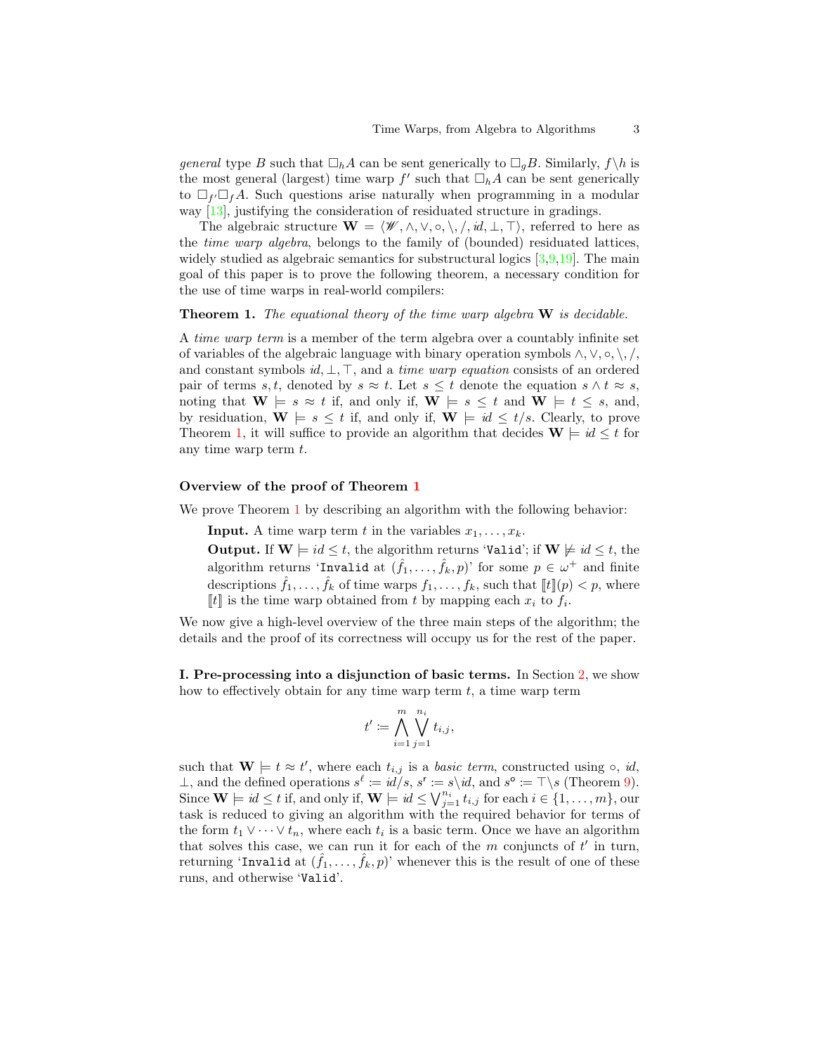*general* type $B$ such that $\Box_h A$ can be sent generically to $\Box_g B$. Similarly, $f\backslash h$ is the most general (largest) time warp $f'$ such that $\Box_h A$ can be sent generically to $\Box_{f'}\Box_f A$. Such questions arise naturally when programming in a modular way [13], justifying the consideration of residuated structure in gradings.

The algebraic structure $\mathbf{W} = \langle \mathscr{W}, \wedge, \vee, \circ, \backslash, /, id, \bot, \top \rangle$, referred to here as the *time warp algebra*, belongs to the family of (bounded) residuated lattices, widely studied as algebraic semantics for substructural logics [3,9,19]. The main goal of this paper is to prove the following theorem, a necessary condition for the use of time warps in real-world compilers:

**Theorem 1.** *The equational theory of the time warp algebra* $\mathbf{W}$ *is decidable.*

A *time warp term* is a member of the term algebra over a countably infinite set of variables of the algebraic language with binary operation symbols $\wedge, \vee, \circ, \backslash, /$, and constant symbols $id, \bot, \top$, and a *time warp equation* consists of an ordered pair of terms $s, t$, denoted by $s \approx t$. Let $s \leq t$ denote the equation $s \wedge t \approx s$, noting that $\mathbf{W} \models s \approx t$ if, and only if, $\mathbf{W} \models s \leq t$ and $\mathbf{W} \models t \leq s$, and, by residuation, $\mathbf{W} \models s \leq t$ if, and only if, $\mathbf{W} \models id \leq t/s$. Clearly, to prove Theorem 1, it will suffice to provide an algorithm that decides $\mathbf{W} \models id \leq t$ for any time warp term $t$.

### Overview of the proof of Theorem 1

We prove Theorem 1 by describing an algorithm with the following behavior:

> **Input.** A time warp term $t$ in the variables $x_1, \ldots, x_k$.
>
> **Output.** If $\mathbf{W} \models id \leq t$, the algorithm returns '`Valid`'; if $\mathbf{W} \not\models id \leq t$, the algorithm returns '`Invalid at` $(\hat{f}_1, \ldots, \hat{f}_k, p)$' for some $p \in \omega^+$ and finite descriptions $\hat{f}_1, \ldots, \hat{f}_k$ of time warps $f_1, \ldots, f_k$, such that $[\![t]\!](p) < p$, where $[\![t]\!]$ is the time warp obtained from $t$ by mapping each $x_i$ to $f_i$.

We now give a high-level overview of the three main steps of the algorithm; the details and the proof of its correctness will occupy us for the rest of the paper.

**I. Pre-processing into a disjunction of basic terms.** In Section 2, we show how to effectively obtain for any time warp term $t$, a time warp term

$$t' := \bigwedge_{i=1}^{m} \bigvee_{j=1}^{n_i} t_{i,j},$$

such that $\mathbf{W} \models t \approx t'$, where each $t_{i,j}$ is a *basic term*, constructed using $\circ$, $id$, $\bot$, and the defined operations $s^{\ell} := id/s$, $s^{\mathsf{r}} := s\backslash id$, and $s^{\mathsf{o}} := \top\backslash s$ (Theorem 9). Since $\mathbf{W} \models id \leq t$ if, and only if, $\mathbf{W} \models id \leq \bigvee_{j=1}^{n_i} t_{i,j}$ for each $i \in \{1, \ldots, m\}$, our task is reduced to giving an algorithm with the required behavior for terms of the form $t_1 \vee \cdots \vee t_n$, where each $t_i$ is a basic term. Once we have an algorithm that solves this case, we can run it for each of the $m$ conjuncts of $t'$ in turn, returning '`Invalid at` $(\hat{f}_1, \ldots, \hat{f}_k, p)$' whenever this is the result of one of these runs, and otherwise '`Valid`'.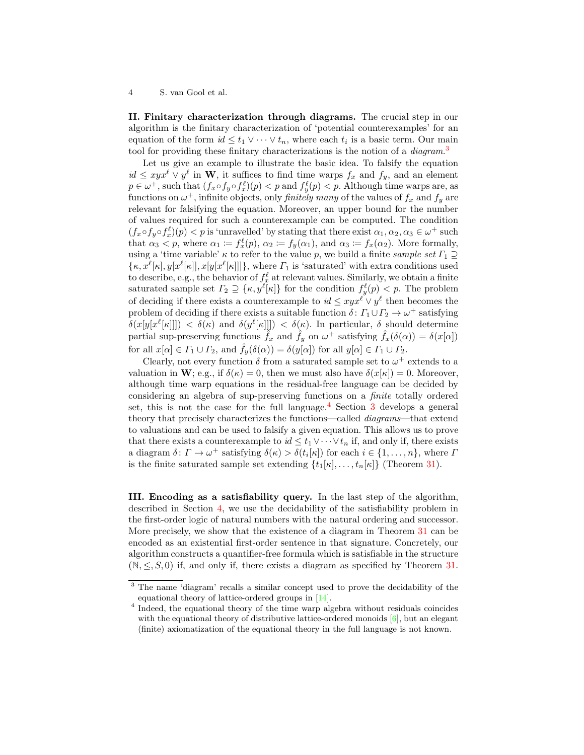**II. Finitary characterization through diagrams.** The crucial step in our algorithm is the finitary characterization of 'potential counterexamples' for an equation of the form $id \leq t_1 \vee \cdots \vee t_n$, where each $t_i$ is a basic term. Our main tool for providing these finitary characterizations is the notion of a *diagram*.[3]

Let us give an example to illustrate the basic idea. To falsify the equation $id \leq xyx^\ell \vee y^\ell$ in $\mathbf{W}$, it suffices to find time warps $f_x$ and $f_y$, and an element $p \in \omega^+$, such that $(f_x \circ f_y \circ f_x^\ell)(p) < p$ and $f_y^\ell(p) < p$. Although time warps are, as functions on $\omega^+$, infinite objects, only *finitely many* of the values of $f_x$ and $f_y$ are relevant for falsifying the equation. Moreover, an upper bound for the number of values required for such a counterexample can be computed. The condition $(f_x \circ f_y \circ f_x^\ell)(p) < p$ is 'unravelled' by stating that there exist $\alpha_1, \alpha_2, \alpha_3 \in \omega^+$ such that $\alpha_3 < p$, where $\alpha_1 := f_x^\ell(p)$, $\alpha_2 := f_y(\alpha_1)$, and $\alpha_3 := f_x(\alpha_2)$. More formally, using a 'time variable' $\kappa$ to refer to the value $p$, we build a finite *sample set* $\Gamma_1 \supseteq \{\kappa, x^\ell[\kappa], y[x^\ell[\kappa]], x[y[x^\ell[\kappa]]]\}$, where $\Gamma_1$ is 'saturated' with extra conditions used to describe, e.g., the behavior of $f_x^\ell$ at relevant values. Similarly, we obtain a finite saturated sample set $\Gamma_2 \supseteq \{\kappa, y^\ell[\kappa]\}$ for the condition $f_y^\ell(p) < p$. The problem of deciding if there exists a counterexample to $id \leq xyx^\ell \vee y^\ell$ then becomes the problem of deciding if there exists a suitable function $\delta \colon \Gamma_1 \cup \Gamma_2 \to \omega^+$ satisfying $\delta(x[y[x^\ell[\kappa]]]) < \delta(\kappa)$ and $\delta(y^\ell[\kappa]]) < \delta(\kappa)$. In particular, $\delta$ should determine partial sup-preserving functions $\hat{f}_x$ and $\hat{f}_y$ on $\omega^+$ satisfying $\hat{f}_x(\delta(\alpha)) = \delta(x[\alpha])$ for all $x[\alpha] \in \Gamma_1 \cup \Gamma_2$, and $\hat{f}_y(\delta(\alpha)) = \delta(y[\alpha])$ for all $y[\alpha] \in \Gamma_1 \cup \Gamma_2$.

Clearly, not every function $\delta$ from a saturated sample set to $\omega^+$ extends to a valuation in $\mathbf{W}$; e.g., if $\delta(\kappa) = 0$, then we must also have $\delta(x[\kappa]) = 0$. Moreover, although time warp equations in the residual-free language can be decided by considering an algebra of sup-preserving functions on a *finite* totally ordered set, this is not the case for the full language.[4] Section 3 develops a general theory that precisely characterizes the functions—called *diagrams*—that extend to valuations and can be used to falsify a given equation. This allows us to prove that there exists a counterexample to $id \leq t_1 \vee \cdots \vee t_n$ if, and only if, there exists a diagram $\delta \colon \Gamma \to \omega^+$ satisfying $\delta(\kappa) > \delta(t_i[\kappa])$ for each $i \in \{1, \ldots, n\}$, where $\Gamma$ is the finite saturated sample set extending $\{t_1[\kappa], \ldots, t_n[\kappa]\}$ (Theorem 31).

**III. Encoding as a satisfiability query.** In the last step of the algorithm, described in Section 4, we use the decidability of the satisfiability problem in the first-order logic of natural numbers with the natural ordering and successor. More precisely, we show that the existence of a diagram in Theorem 31 can be encoded as an existential first-order sentence in that signature. Concretely, our algorithm constructs a quantifier-free formula which is satisfiable in the structure $(\mathbb{N}, \leq, S, 0)$ if, and only if, there exists a diagram as specified by Theorem 31.

---

[3] The name 'diagram' recalls a similar concept used to prove the decidability of the equational theory of lattice-ordered groups in [14].

[4] Indeed, the equational theory of the time warp algebra without residuals coincides with the equational theory of distributive lattice-ordered monoids [6], but an elegant (finite) axiomatization of the equational theory in the full language is not known.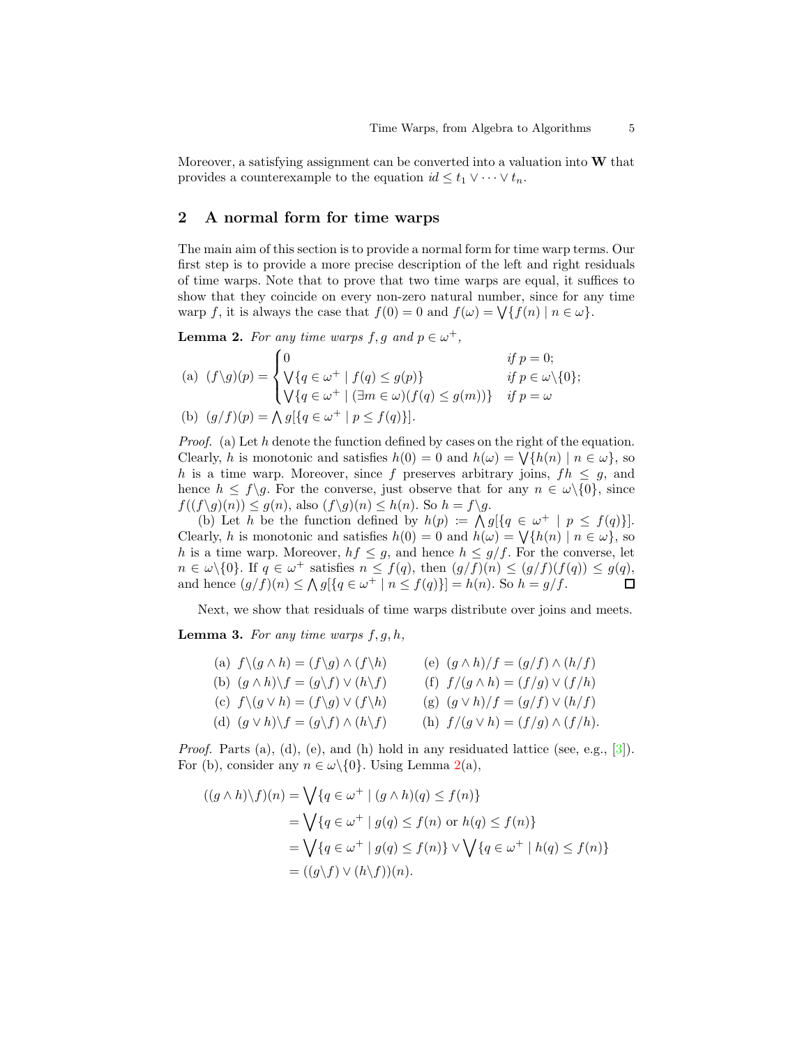Moreover, a satisfying assignment can be converted into a valuation into $\mathbf{W}$ that provides a counterexample to the equation $id \leq t_1 \vee \cdots \vee t_n$.

## 2 A normal form for time warps

The main aim of this section is to provide a normal form for time warp terms. Our first step is to provide a more precise description of the left and right residuals of time warps. Note that to prove that two time warps are equal, it suffices to show that they coincide on every non-zero natural number, since for any time warp $f$, it is always the case that $f(0) = 0$ and $f(\omega) = \bigvee\{f(n) \mid n \in \omega\}$.

**Lemma 2.** *For any time warps $f, g$ and $p \in \omega^+$,*

$$\text{(a)}\ \ (f\backslash g)(p) = \begin{cases} 0 & \text{if } p = 0; \\ \bigvee\{q \in \omega^+ \mid f(q) \leq g(p)\} & \text{if } p \in \omega\backslash\{0\}; \\ \bigvee\{q \in \omega^+ \mid (\exists m \in \omega)(f(q) \leq g(m))\} & \text{if } p = \omega \end{cases}$$

$$\text{(b)}\ \ (g/f)(p) = \bigwedge g[\{q \in \omega^+ \mid p \leq f(q)\}].$$

*Proof.* (a) Let $h$ denote the function defined by cases on the right of the equation. Clearly, $h$ is monotonic and satisfies $h(0) = 0$ and $h(\omega) = \bigvee\{h(n) \mid n \in \omega\}$, so $h$ is a time warp. Moreover, since $f$ preserves arbitrary joins, $fh \leq g$, and hence $h \leq f\backslash g$. For the converse, just observe that for any $n \in \omega\backslash\{0\}$, since $f((f\backslash g)(n)) \leq g(n)$, also $(f\backslash g)(n) \leq h(n)$. So $h = f\backslash g$.

(b) Let $h$ be the function defined by $h(p) := \bigwedge g[\{q \in \omega^+ \mid p \leq f(q)\}]$. Clearly, $h$ is monotonic and satisfies $h(0) = 0$ and $h(\omega) = \bigvee\{h(n) \mid n \in \omega\}$, so $h$ is a time warp. Moreover, $hf \leq g$, and hence $h \leq g/f$. For the converse, let $n \in \omega\backslash\{0\}$. If $q \in \omega^+$ satisfies $n \leq f(q)$, then $(g/f)(n) \leq (g/f)(f(q)) \leq g(q)$, and hence $(g/f)(n) \leq \bigwedge g[\{q \in \omega^+ \mid n \leq f(q)\}] = h(n)$. So $h = g/f$. ◻

Next, we show that residuals of time warps distribute over joins and meets.

**Lemma 3.** *For any time warps $f, g, h$,*

(a) $f\backslash(g \wedge h) = (f\backslash g) \wedge (f\backslash h)$  (e) $(g \wedge h)/f = (g/f) \wedge (h/f)$
(b) $(g \wedge h)\backslash f = (g\backslash f) \vee (h\backslash f)$  (f) $f/(g \wedge h) = (f/g) \vee (f/h)$
(c) $f\backslash(g \vee h) = (f\backslash g) \vee (f\backslash h)$  (g) $(g \vee h)/f = (g/f) \vee (h/f)$
(d) $(g \vee h)\backslash f = (g\backslash f) \wedge (h\backslash f)$  (h) $f/(g \vee h) = (f/g) \wedge (f/h)$.

*Proof.* Parts (a), (d), (e), and (h) hold in any residuated lattice (see, e.g., [3]). For (b), consider any $n \in \omega\backslash\{0\}$. Using Lemma 2(a),

$$\begin{aligned} ((g \wedge h)\backslash f)(n) &= \bigvee\{q \in \omega^+ \mid (g \wedge h)(q) \leq f(n)\} \\ &= \bigvee\{q \in \omega^+ \mid g(q) \leq f(n) \text{ or } h(q) \leq f(n)\} \\ &= \bigvee\{q \in \omega^+ \mid g(q) \leq f(n)\} \vee \bigvee\{q \in \omega^+ \mid h(q) \leq f(n)\} \\ &= ((g\backslash f) \vee (h\backslash f))(n). \end{aligned}$$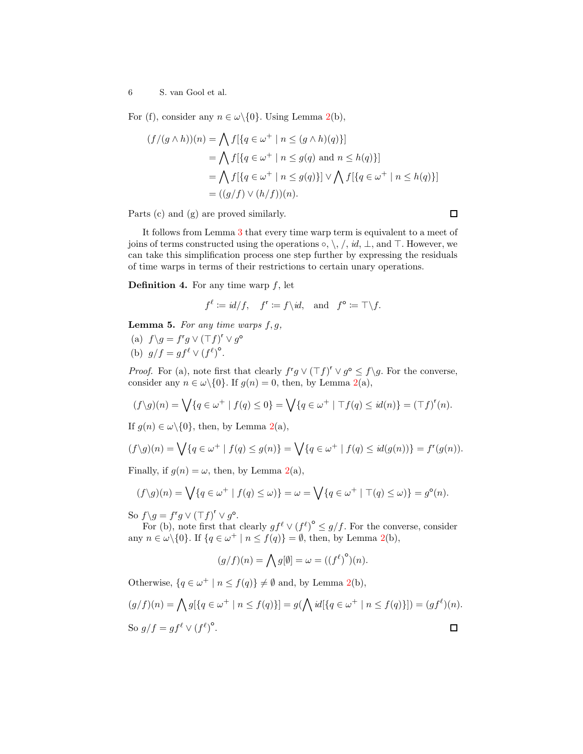For (f), consider any $n \in \omega \backslash \{0\}$. Using Lemma 2(b),

$$
\begin{aligned}
(f/(g \wedge h))(n) &= \bigwedge f[\{q \in \omega^+ \mid n \le (g \wedge h)(q)\}] \\
&= \bigwedge f[\{q \in \omega^+ \mid n \le g(q) \text{ and } n \le h(q)\}] \\
&= \bigwedge f[\{q \in \omega^+ \mid n \le g(q)\}] \vee \bigwedge f[\{q \in \omega^+ \mid n \le h(q)\}] \\
&= ((g/f) \vee (h/f))(n).
\end{aligned}
$$

Parts (c) and (g) are proved similarly. □

It follows from Lemma 3 that every time warp term is equivalent to a meet of joins of terms constructed using the operations $\circ$, $\backslash$, $/$, $id$, $\bot$, and $\top$. However, we can take this simplification process one step further by expressing the residuals of time warps in terms of their restrictions to certain unary operations.

**Definition 4.** For any time warp $f$, let

$$
f^{\ell} \coloneqq id/f, \quad f^{\mathsf{r}} \coloneqq f\backslash id, \quad \text{and} \quad f^{\circ} \coloneqq \top\backslash f.
$$

**Lemma 5.** *For any time warps $f, g$,*

(a) $f\backslash g = f^{\mathsf{r}} g \vee (\top f)^{\mathsf{r}} \vee g^{\circ}$

(b) $g/f = g f^{\ell} \vee (f^{\ell})^{\circ}$.

*Proof.* For (a), note first that clearly $f^{\mathsf{r}} g \vee (\top f)^{\mathsf{r}} \vee g^{\circ} \le f\backslash g$. For the converse, consider any $n \in \omega\backslash\{0\}$. If $g(n) = 0$, then, by Lemma 2(a),

$$
(f\backslash g)(n) = \bigvee \{q \in \omega^+ \mid f(q) \le 0\} = \bigvee \{q \in \omega^+ \mid \top f(q) \le id(n)\} = (\top f)^{\mathsf{r}}(n).
$$

If $g(n) \in \omega\backslash\{0\}$, then, by Lemma 2(a),

$$
(f\backslash g)(n) = \bigvee \{q \in \omega^+ \mid f(q) \le g(n)\} = \bigvee \{q \in \omega^+ \mid f(q) \le id(g(n))\} = f^{\mathsf{r}}(g(n)).
$$

Finally, if $g(n) = \omega$, then, by Lemma 2(a),

$$
(f\backslash g)(n) = \bigvee \{q \in \omega^+ \mid f(q) \le \omega)\} = \omega = \bigvee \{q \in \omega^+ \mid \top(q) \le \omega)\} = g^{\circ}(n).
$$

So $f\backslash g = f^{\mathsf{r}} g \vee (\top f)^{\mathsf{r}} \vee g^{\circ}$.

For (b), note first that clearly $g f^{\ell} \vee (f^{\ell})^{\circ} \le g/f$. For the converse, consider any $n \in \omega\backslash\{0\}$. If $\{q \in \omega^+ \mid n \le f(q)\} = \emptyset$, then, by Lemma 2(b),

$$
(g/f)(n) = \bigwedge g[\emptyset] = \omega = ((f^{\ell})^{\circ})(n).
$$

Otherwise, $\{q \in \omega^+ \mid n \le f(q)\} \neq \emptyset$ and, by Lemma 2(b),

$$
(g/f)(n) = \bigwedge g[\{q \in \omega^+ \mid n \le f(q)\}] = g(\bigwedge id[\{q \in \omega^+ \mid n \le f(q)\}]) = (g f^{\ell})(n).
$$

So $g/f = g f^{\ell} \vee (f^{\ell})^{\circ}$. □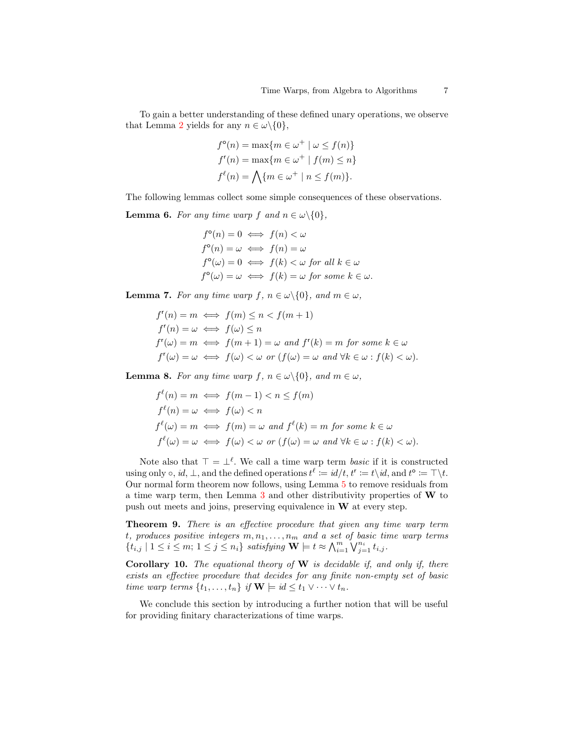To gain a better understanding of these defined unary operations, we observe that Lemma 2 yields for any $n \in \omega \backslash \{0\}$,

$$
\begin{aligned}
f^{\mathsf{o}}(n) &= \max\{m \in \omega^+ \mid \omega \leq f(n)\} \\
f^{\mathsf{r}}(n) &= \max\{m \in \omega^+ \mid f(m) \leq n\} \\
f^{\ell}(n) &= \bigwedge\{m \in \omega^+ \mid n \leq f(m)\}.
\end{aligned}
$$

The following lemmas collect some simple consequences of these observations.

**Lemma 6.** *For any time warp $f$ and $n \in \omega \backslash \{0\}$,*

$$
\begin{aligned}
f^{\mathsf{o}}(n) = 0 &\iff f(n) < \omega \\
f^{\mathsf{o}}(n) = \omega &\iff f(n) = \omega \\
f^{\mathsf{o}}(\omega) = 0 &\iff f(k) < \omega \text{ for all } k \in \omega \\
f^{\mathsf{o}}(\omega) = \omega &\iff f(k) = \omega \text{ for some } k \in \omega.
\end{aligned}
$$

**Lemma 7.** *For any time warp $f$, $n \in \omega \backslash \{0\}$, and $m \in \omega$,*

$$
\begin{aligned}
f^{\mathsf{r}}(n) = m &\iff f(m) \leq n < f(m+1) \\
f^{\mathsf{r}}(n) = \omega &\iff f(\omega) \leq n \\
f^{\mathsf{r}}(\omega) = m &\iff f(m+1) = \omega \text{ and } f^{\mathsf{r}}(k) = m \text{ for some } k \in \omega \\
f^{\mathsf{r}}(\omega) = \omega &\iff f(\omega) < \omega \text{ or } (f(\omega) = \omega \text{ and } \forall k \in \omega : f(k) < \omega).
\end{aligned}
$$

**Lemma 8.** *For any time warp $f$, $n \in \omega \backslash \{0\}$, and $m \in \omega$,*

$$
\begin{aligned}
f^{\ell}(n) = m &\iff f(m-1) < n \leq f(m) \\
f^{\ell}(n) = \omega &\iff f(\omega) < n \\
f^{\ell}(\omega) = m &\iff f(m) = \omega \text{ and } f^{\ell}(k) = m \text{ for some } k \in \omega \\
f^{\ell}(\omega) = \omega &\iff f(\omega) < \omega \text{ or } (f(\omega) = \omega \text{ and } \forall k \in \omega : f(k) < \omega).
\end{aligned}
$$

Note also that $\top = \bot^{\ell}$. We call a time warp term *basic* if it is constructed using only $\circ$, $id$, $\bot$, and the defined operations $t^{\ell} := id/t$, $t^{\mathsf{r}} := t \backslash id$, and $t^{\mathsf{o}} := \top \backslash t$. Our normal form theorem now follows, using Lemma 5 to remove residuals from a time warp term, then Lemma 3 and other distributivity properties of $\mathbf{W}$ to push out meets and joins, preserving equivalence in $\mathbf{W}$ at every step.

**Theorem 9.** *There is an effective procedure that given any time warp term $t$, produces positive integers $m, n_1, \ldots, n_m$ and a set of basic time warp terms $\{t_{i,j} \mid 1 \leq i \leq m;\ 1 \leq j \leq n_i\}$ satisfying $\mathbf{W} \models t \approx \bigwedge_{i=1}^{m} \bigvee_{j=1}^{n_i} t_{i,j}$.*

**Corollary 10.** *The equational theory of $\mathbf{W}$ is decidable if, and only if, there exists an effective procedure that decides for any finite non-empty set of basic time warp terms $\{t_1, \ldots, t_n\}$ if $\mathbf{W} \models id \leq t_1 \vee \cdots \vee t_n$.*

We conclude this section by introducing a further notion that will be useful for providing finitary characterizations of time warps.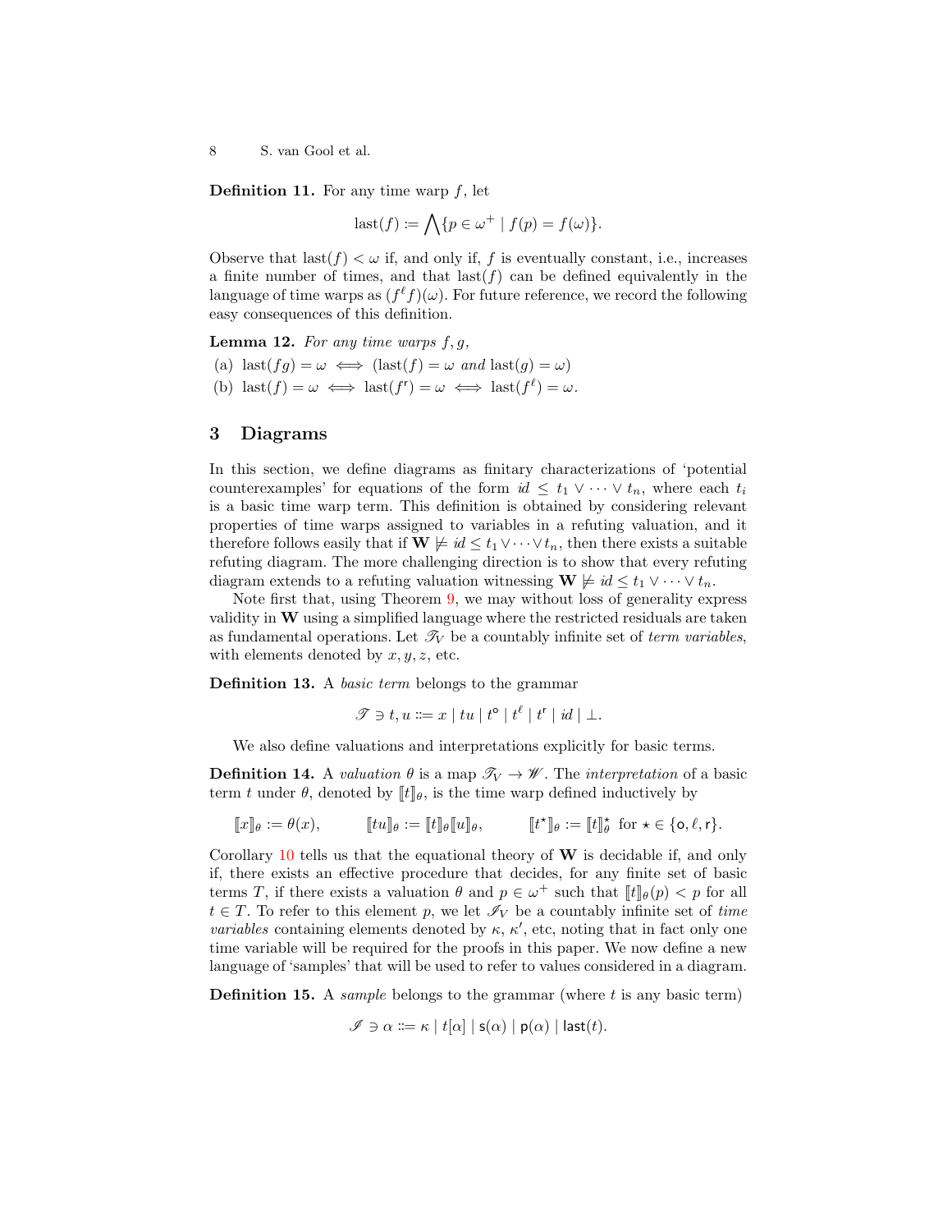**Definition 11.** For any time warp $f$, let

$$\text{last}(f) := \bigwedge\{p \in \omega^+ \mid f(p) = f(\omega)\}.$$

Observe that $\text{last}(f) < \omega$ if, and only if, $f$ is eventually constant, i.e., increases a finite number of times, and that $\text{last}(f)$ can be defined equivalently in the language of time warps as $(f^\ell f)(\omega)$. For future reference, we record the following easy consequences of this definition.

**Lemma 12.** *For any time warps $f, g$,*

(a) $\text{last}(fg) = \omega \iff (\text{last}(f) = \omega$ *and* $\text{last}(g) = \omega)$

(b) $\text{last}(f) = \omega \iff \text{last}(f^{\mathsf{r}}) = \omega \iff \text{last}(f^\ell) = \omega$.

## 3 Diagrams

In this section, we define diagrams as finitary characterizations of 'potential counterexamples' for equations of the form $id \leq t_1 \vee \cdots \vee t_n$, where each $t_i$ is a basic time warp term. This definition is obtained by considering relevant properties of time warps assigned to variables in a refuting valuation, and it therefore follows easily that if $\mathbf{W} \not\models id \leq t_1 \vee \cdots \vee t_n$, then there exists a suitable refuting diagram. The more challenging direction is to show that every refuting diagram extends to a refuting valuation witnessing $\mathbf{W} \not\models id \leq t_1 \vee \cdots \vee t_n$.

Note first that, using Theorem 9, we may without loss of generality express validity in $\mathbf{W}$ using a simplified language where the restricted residuals are taken as fundamental operations. Let $\mathscr{T}_V$ be a countably infinite set of *term variables*, with elements denoted by $x, y, z$, etc.

**Definition 13.** A *basic term* belongs to the grammar

$$\mathscr{T} \ni t, u ::= x \mid tu \mid t^{\mathsf{o}} \mid t^\ell \mid t^{\mathsf{r}} \mid id \mid \bot.$$

We also define valuations and interpretations explicitly for basic terms.

**Definition 14.** A *valuation* $\theta$ is a map $\mathscr{T}_V \to \mathscr{W}$. The *interpretation* of a basic term $t$ under $\theta$, denoted by $[\![t]\!]_\theta$, is the time warp defined inductively by

$$[\![x]\!]_\theta := \theta(x), \qquad [\![tu]\!]_\theta := [\![t]\!]_\theta [\![u]\!]_\theta, \qquad [\![t^\star]\!]_\theta := [\![t]\!]_\theta^\star \text{ for } \star \in \{\mathsf{o}, \ell, \mathsf{r}\}.$$

Corollary 10 tells us that the equational theory of $\mathbf{W}$ is decidable if, and only if, there exists an effective procedure that decides, for any finite set of basic terms $T$, if there exists a valuation $\theta$ and $p \in \omega^+$ such that $[\![t]\!]_\theta(p) < p$ for all $t \in T$. To refer to this element $p$, we let $\mathscr{I}_V$ be a countably infinite set of *time variables* containing elements denoted by $\kappa$, $\kappa'$, etc, noting that in fact only one time variable will be required for the proofs in this paper. We now define a new language of 'samples' that will be used to refer to values considered in a diagram.

**Definition 15.** A *sample* belongs to the grammar (where $t$ is any basic term)

$$\mathscr{I} \ni \alpha ::= \kappa \mid t[\alpha] \mid \mathsf{s}(\alpha) \mid \mathsf{p}(\alpha) \mid \mathsf{last}(t).$$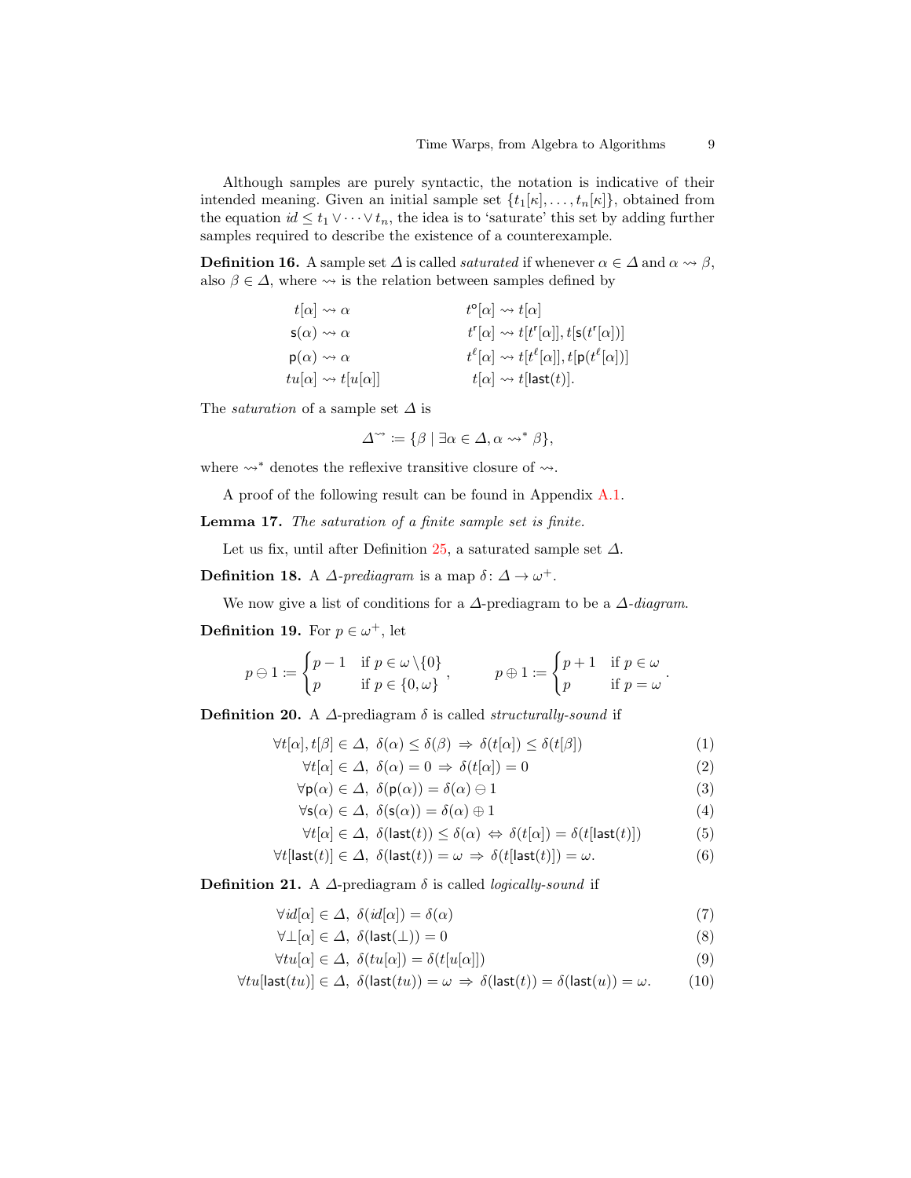Although samples are purely syntactic, the notation is indicative of their intended meaning. Given an initial sample set $\{t_1[\kappa], \ldots, t_n[\kappa]\}$, obtained from the equation $id \leq t_1 \vee \cdots \vee t_n$, the idea is to 'saturate' this set by adding further samples required to describe the existence of a counterexample.

**Definition 16.** A sample set $\varDelta$ is called *saturated* if whenever $\alpha \in \varDelta$ and $\alpha \rightsquigarrow \beta$, also $\beta \in \varDelta$, where $\rightsquigarrow$ is the relation between samples defined by

$$
\begin{array}{rlrl}
t[\alpha] & \rightsquigarrow \alpha & t^{\mathsf{o}}[\alpha] & \rightsquigarrow t[\alpha] \\
\mathsf{s}(\alpha) & \rightsquigarrow \alpha & t^{\mathsf{r}}[\alpha] & \rightsquigarrow t[t^{\mathsf{r}}[\alpha]], t[\mathsf{s}(t^{\mathsf{r}}[\alpha])] \\
\mathsf{p}(\alpha) & \rightsquigarrow \alpha & t^{\ell}[\alpha] & \rightsquigarrow t[t^{\ell}[\alpha]], t[\mathsf{p}(t^{\ell}[\alpha])] \\
tu[\alpha] & \rightsquigarrow t[u[\alpha]] & t[\alpha] & \rightsquigarrow t[\mathsf{last}(t)].
\end{array}
$$

The *saturation* of a sample set $\varDelta$ is

$$
\varDelta^{\rightsquigarrow} := \{\beta \mid \exists \alpha \in \varDelta, \alpha \rightsquigarrow^* \beta\},
$$

where $\rightsquigarrow^*$ denotes the reflexive transitive closure of $\rightsquigarrow$.

A proof of the following result can be found in Appendix A.1.

**Lemma 17.** *The saturation of a finite sample set is finite.*

Let us fix, until after Definition 25, a saturated sample set $\varDelta$.

**Definition 18.** A $\varDelta$-*prediagram* is a map $\delta \colon \varDelta \to \omega^+$.

We now give a list of conditions for a $\varDelta$-prediagram to be a $\varDelta$-*diagram*.

**Definition 19.** For $p \in \omega^+$, let

$$
p \ominus 1 := \begin{cases} p - 1 & \text{if } p \in \omega \setminus \{0\} \\ p & \text{if } p \in \{0, \omega\} \end{cases}, \qquad p \oplus 1 := \begin{cases} p + 1 & \text{if } p \in \omega \\ p & \text{if } p = \omega \end{cases}.
$$

**Definition 20.** A $\varDelta$-prediagram $\delta$ is called *structurally-sound* if

$$
\begin{aligned}
\forall t[\alpha], t[\beta] \in \varDelta,\ \delta(\alpha) \leq \delta(\beta) &\Rightarrow \delta(t[\alpha]) \leq \delta(t[\beta]) && (1) \\
\forall t[\alpha] \in \varDelta,\ \delta(\alpha) = 0 &\Rightarrow \delta(t[\alpha]) = 0 && (2) \\
\forall \mathsf{p}(\alpha) \in \varDelta,\ \delta(\mathsf{p}(\alpha)) &= \delta(\alpha) \ominus 1 && (3) \\
\forall \mathsf{s}(\alpha) \in \varDelta,\ \delta(\mathsf{s}(\alpha)) &= \delta(\alpha) \oplus 1 && (4) \\
\forall t[\alpha] \in \varDelta,\ \delta(\mathsf{last}(t)) \leq \delta(\alpha) &\Leftrightarrow \delta(t[\alpha]) = \delta(t[\mathsf{last}(t)]) && (5) \\
\forall t[\mathsf{last}(t)] \in \varDelta,\ \delta(\mathsf{last}(t)) = \omega &\Rightarrow \delta(t[\mathsf{last}(t)]) = \omega. && (6)
\end{aligned}
$$

**Definition 21.** A $\varDelta$-prediagram $\delta$ is called *logically-sound* if

$$
\begin{aligned}
\forall id[\alpha] \in \varDelta,\ \delta(id[\alpha]) &= \delta(\alpha) && (7) \\
\forall \bot[\alpha] \in \varDelta,\ \delta(\mathsf{last}(\bot)) &= 0 && (8) \\
\forall tu[\alpha] \in \varDelta,\ \delta(tu[\alpha]) &= \delta(t[u[\alpha]]) && (9) \\
\forall tu[\mathsf{last}(tu)] \in \varDelta,\ \delta(\mathsf{last}(tu)) = \omega &\Rightarrow \delta(\mathsf{last}(t)) = \delta(\mathsf{last}(u)) = \omega. && (10)
\end{aligned}
$$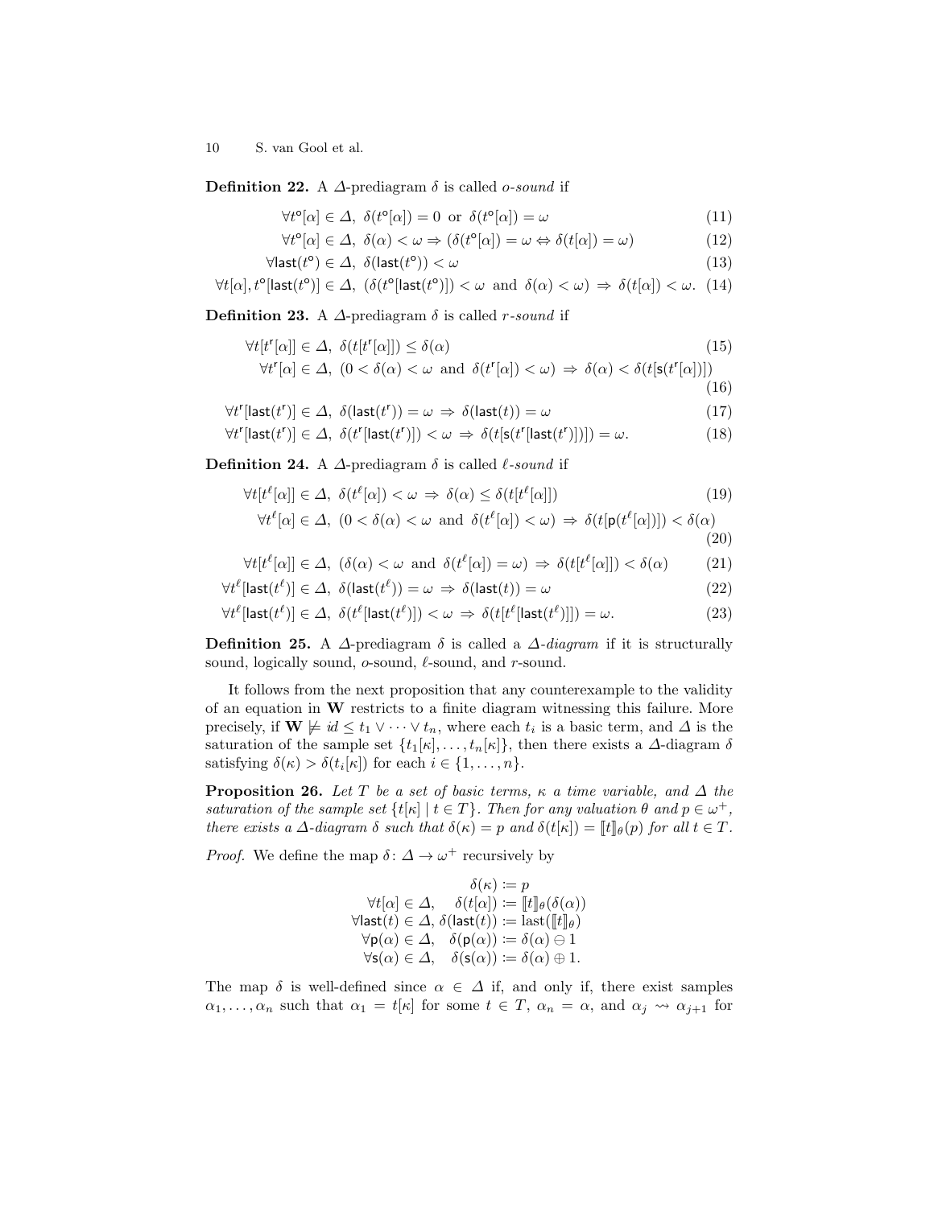**Definition 22.** A $\Delta$-prediagram $\delta$ is called *o-sound* if

$$\forall t^{\mathsf{o}}[\alpha] \in \Delta,\ \delta(t^{\mathsf{o}}[\alpha]) = 0 \ \text{ or } \ \delta(t^{\mathsf{o}}[\alpha]) = \omega \tag{11}$$

$$\forall t^{\mathsf{o}}[\alpha] \in \Delta,\ \delta(\alpha) < \omega \Rightarrow (\delta(t^{\mathsf{o}}[\alpha]) = \omega \Leftrightarrow \delta(t[\alpha]) = \omega) \tag{12}$$

$$\forall \mathsf{last}(t^{\mathsf{o}}) \in \Delta,\ \delta(\mathsf{last}(t^{\mathsf{o}})) < \omega \tag{13}$$

$$\forall t[\alpha], t^{\mathsf{o}}[\mathsf{last}(t^{\mathsf{o}})] \in \Delta,\ (\delta(t^{\mathsf{o}}[\mathsf{last}(t^{\mathsf{o}})]) < \omega \ \text{ and } \ \delta(\alpha) < \omega) \Rightarrow \delta(t[\alpha]) < \omega. \tag{14}$$

**Definition 23.** A $\Delta$-prediagram $\delta$ is called *r-sound* if

$$\forall t[t^{\mathsf{r}}[\alpha]] \in \Delta,\ \delta(t[t^{\mathsf{r}}[\alpha]]) \leq \delta(\alpha) \tag{15}$$

$$\forall t^{\mathsf{r}}[\alpha] \in \Delta,\ (0 < \delta(\alpha) < \omega \ \text{ and } \ \delta(t^{\mathsf{r}}[\alpha]) < \omega) \Rightarrow \delta(\alpha) < \delta(t[\mathsf{s}(t^{\mathsf{r}}[\alpha])]) \tag{16}$$

$$\forall t^{\mathsf{r}}[\mathsf{last}(t^{\mathsf{r}})] \in \Delta,\ \delta(\mathsf{last}(t^{\mathsf{r}})) = \omega \Rightarrow \delta(\mathsf{last}(t)) = \omega \tag{17}$$

$$\forall t^{\mathsf{r}}[\mathsf{last}(t^{\mathsf{r}})] \in \Delta,\ \delta(t^{\mathsf{r}}[\mathsf{last}(t^{\mathsf{r}})]) < \omega \Rightarrow \delta(t[\mathsf{s}(t^{\mathsf{r}}[\mathsf{last}(t^{\mathsf{r}})])]) = \omega. \tag{18}$$

**Definition 24.** A $\Delta$-prediagram $\delta$ is called *$\ell$-sound* if

$$\forall t[t^{\ell}[\alpha]] \in \Delta,\ \delta(t^{\ell}[\alpha]) < \omega \Rightarrow \delta(\alpha) \leq \delta(t[t^{\ell}[\alpha]]) \tag{19}$$

$$\forall t^{\ell}[\alpha] \in \Delta,\ (0 < \delta(\alpha) < \omega \ \text{ and } \ \delta(t^{\ell}[\alpha]) < \omega) \Rightarrow \delta(t[\mathsf{p}(t^{\ell}[\alpha])]) < \delta(\alpha) \tag{20}$$

$$\forall t[t^{\ell}[\alpha]] \in \Delta,\ (\delta(\alpha) < \omega \ \text{ and } \ \delta(t^{\ell}[\alpha]) = \omega) \Rightarrow \delta(t[t^{\ell}[\alpha]]) < \delta(\alpha) \tag{21}$$

$$\forall t^{\ell}[\mathsf{last}(t^{\ell})] \in \Delta,\ \delta(\mathsf{last}(t^{\ell})) = \omega \Rightarrow \delta(\mathsf{last}(t)) = \omega \tag{22}$$

$$\forall t^{\ell}[\mathsf{last}(t^{\ell})] \in \Delta,\ \delta(t^{\ell}[\mathsf{last}(t^{\ell})]) < \omega \Rightarrow \delta(t[t^{\ell}[\mathsf{last}(t^{\ell})]]) = \omega. \tag{23}$$

**Definition 25.** A $\Delta$-prediagram $\delta$ is called a *$\Delta$-diagram* if it is structurally sound, logically sound, $o$-sound, $\ell$-sound, and $r$-sound.

It follows from the next proposition that any counterexample to the validity of an equation in $\mathbf{W}$ restricts to a finite diagram witnessing this failure. More precisely, if $\mathbf{W} \not\models id \leq t_1 \vee \cdots \vee t_n$, where each $t_i$ is a basic term, and $\Delta$ is the saturation of the sample set $\{t_1[\kappa], \ldots, t_n[\kappa]\}$, then there exists a $\Delta$-diagram $\delta$ satisfying $\delta(\kappa) > \delta(t_i[\kappa])$ for each $i \in \{1, \ldots, n\}$.

**Proposition 26.** *Let $T$ be a set of basic terms, $\kappa$ a time variable, and $\Delta$ the saturation of the sample set $\{t[\kappa] \mid t \in T\}$. Then for any valuation $\theta$ and $p \in \omega^+$, there exists a $\Delta$-diagram $\delta$ such that $\delta(\kappa) = p$ and $\delta(t[\kappa]) = [\![t]\!]_\theta(p)$ for all $t \in T$.*

*Proof.* We define the map $\delta \colon \Delta \to \omega^+$ recursively by

$$\begin{aligned}
\delta(\kappa) &\coloneqq p \\
\forall t[\alpha] \in \Delta, \quad \delta(t[\alpha]) &\coloneqq [\![t]\!]_\theta(\delta(\alpha)) \\
\forall \mathsf{last}(t) \in \Delta,\ \delta(\mathsf{last}(t)) &\coloneqq \mathrm{last}([\![t]\!]_\theta) \\
\forall \mathsf{p}(\alpha) \in \Delta, \quad \delta(\mathsf{p}(\alpha)) &\coloneqq \delta(\alpha) \ominus 1 \\
\forall \mathsf{s}(\alpha) \in \Delta, \quad \delta(\mathsf{s}(\alpha)) &\coloneqq \delta(\alpha) \oplus 1.
\end{aligned}$$

The map $\delta$ is well-defined since $\alpha \in \Delta$ if, and only if, there exist samples $\alpha_1, \ldots, \alpha_n$ such that $\alpha_1 = t[\kappa]$ for some $t \in T$, $\alpha_n = \alpha$, and $\alpha_j \rightsquigarrow \alpha_{j+1}$ for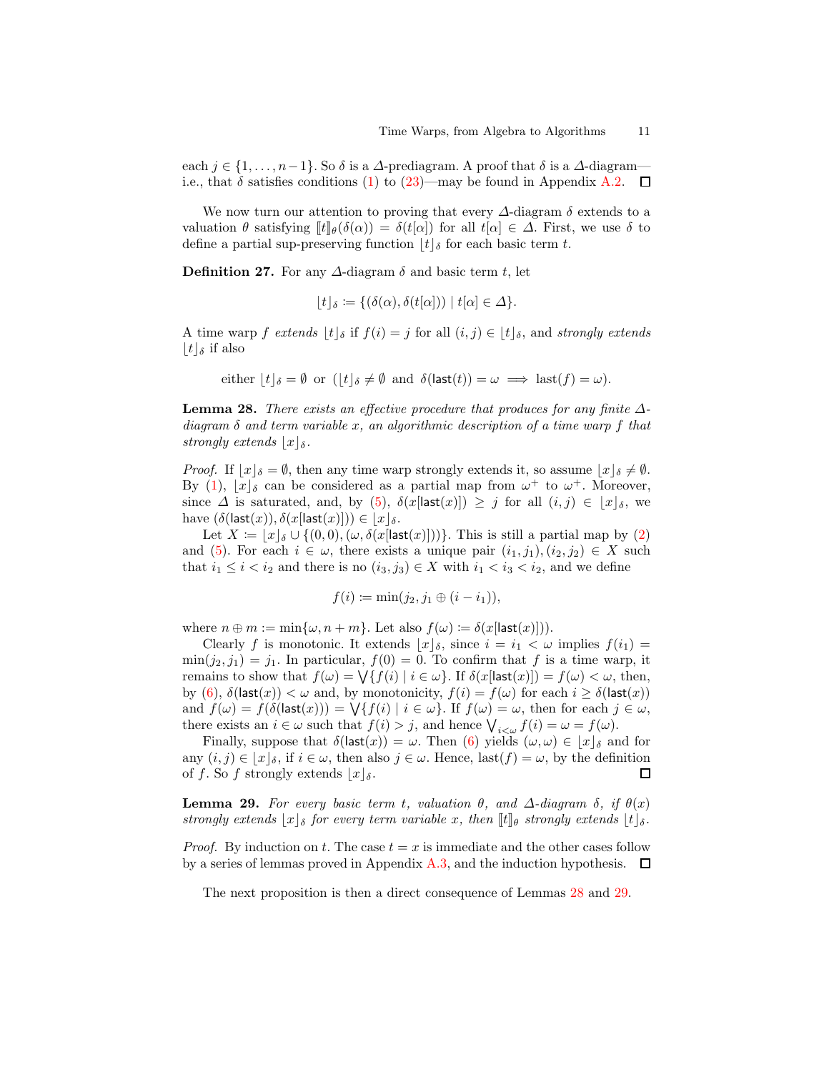each $j \in \{1, \ldots, n-1\}$. So $\delta$ is a $\Delta$-prediagram. A proof that $\delta$ is a $\Delta$-diagram—i.e., that $\delta$ satisfies conditions (1) to (23)—may be found in Appendix A.2. $\square$

We now turn our attention to proving that every $\Delta$-diagram $\delta$ extends to a valuation $\theta$ satisfying $[\![t]\!]_\theta(\delta(\alpha)) = \delta(t[\alpha])$ for all $t[\alpha] \in \Delta$. First, we use $\delta$ to define a partial sup-preserving function $\lfloor t \rfloor_\delta$ for each basic term $t$.

**Definition 27.** For any $\Delta$-diagram $\delta$ and basic term $t$, let

$$\lfloor t \rfloor_\delta := \{(\delta(\alpha), \delta(t[\alpha])) \mid t[\alpha] \in \Delta\}.$$

A time warp $f$ *extends* $\lfloor t \rfloor_\delta$ if $f(i) = j$ for all $(i, j) \in \lfloor t \rfloor_\delta$, and *strongly extends* $\lfloor t \rfloor_\delta$ if also

$$\text{either } \lfloor t \rfloor_\delta = \emptyset \text{ or } (\lfloor t \rfloor_\delta \neq \emptyset \text{ and } \delta(\mathsf{last}(t)) = \omega \implies \mathrm{last}(f) = \omega).$$

**Lemma 28.** *There exists an effective procedure that produces for any finite $\Delta$-diagram $\delta$ and term variable $x$, an algorithmic description of a time warp $f$ that strongly extends $\lfloor x \rfloor_\delta$.*

*Proof.* If $\lfloor x \rfloor_\delta = \emptyset$, then any time warp strongly extends it, so assume $\lfloor x \rfloor_\delta \neq \emptyset$. By (1), $\lfloor x \rfloor_\delta$ can be considered as a partial map from $\omega^+$ to $\omega^+$. Moreover, since $\Delta$ is saturated, and, by (5), $\delta(x[\mathsf{last}(x)]) \geq j$ for all $(i, j) \in \lfloor x \rfloor_\delta$, we have $(\delta(\mathsf{last}(x)), \delta(x[\mathsf{last}(x)])) \in \lfloor x \rfloor_\delta$.

Let $X := \lfloor x \rfloor_\delta \cup \{(0, 0), (\omega, \delta(x[\mathsf{last}(x)]))\}$. This is still a partial map by (2) and (5). For each $i \in \omega$, there exists a unique pair $(i_1, j_1), (i_2, j_2) \in X$ such that $i_1 \leq i < i_2$ and there is no $(i_3, j_3) \in X$ with $i_1 < i_3 < i_2$, and we define

$$f(i) := \min(j_2, j_1 \oplus (i - i_1)),$$

where $n \oplus m := \min\{\omega, n + m\}$. Let also $f(\omega) := \delta(x[\mathsf{last}(x)])$.

Clearly $f$ is monotonic. It extends $\lfloor x \rfloor_\delta$, since $i = i_1 < \omega$ implies $f(i_1) = \min(j_2, j_1) = j_1$. In particular, $f(0) = 0$. To confirm that $f$ is a time warp, it remains to show that $f(\omega) = \bigvee\{f(i) \mid i \in \omega\}$. If $\delta(x[\mathsf{last}(x)]) = f(\omega) < \omega$, then, by (6), $\delta(\mathsf{last}(x)) < \omega$ and, by monotonicity, $f(i) = f(\omega)$ for each $i \geq \delta(\mathsf{last}(x))$ and $f(\omega) = f(\delta(\mathsf{last}(x))) = \bigvee\{f(i) \mid i \in \omega\}$. If $f(\omega) = \omega$, then for each $j \in \omega$, there exists an $i \in \omega$ such that $f(i) > j$, and hence $\bigvee_{i<\omega} f(i) = \omega = f(\omega)$.

Finally, suppose that $\delta(\mathsf{last}(x)) = \omega$. Then (6) yields $(\omega, \omega) \in \lfloor x \rfloor_\delta$ and for any $(i, j) \in \lfloor x \rfloor_\delta$, if $i \in \omega$, then also $j \in \omega$. Hence, $\mathrm{last}(f) = \omega$, by the definition of $f$. So $f$ strongly extends $\lfloor x \rfloor_\delta$. $\square$

**Lemma 29.** *For every basic term $t$, valuation $\theta$, and $\Delta$-diagram $\delta$, if $\theta(x)$ strongly extends $\lfloor x \rfloor_\delta$ for every term variable $x$, then $[\![t]\!]_\theta$ strongly extends $\lfloor t \rfloor_\delta$.*

*Proof.* By induction on $t$. The case $t = x$ is immediate and the other cases follow by a series of lemmas proved in Appendix A.3, and the induction hypothesis. $\square$

The next proposition is then a direct consequence of Lemmas 28 and 29.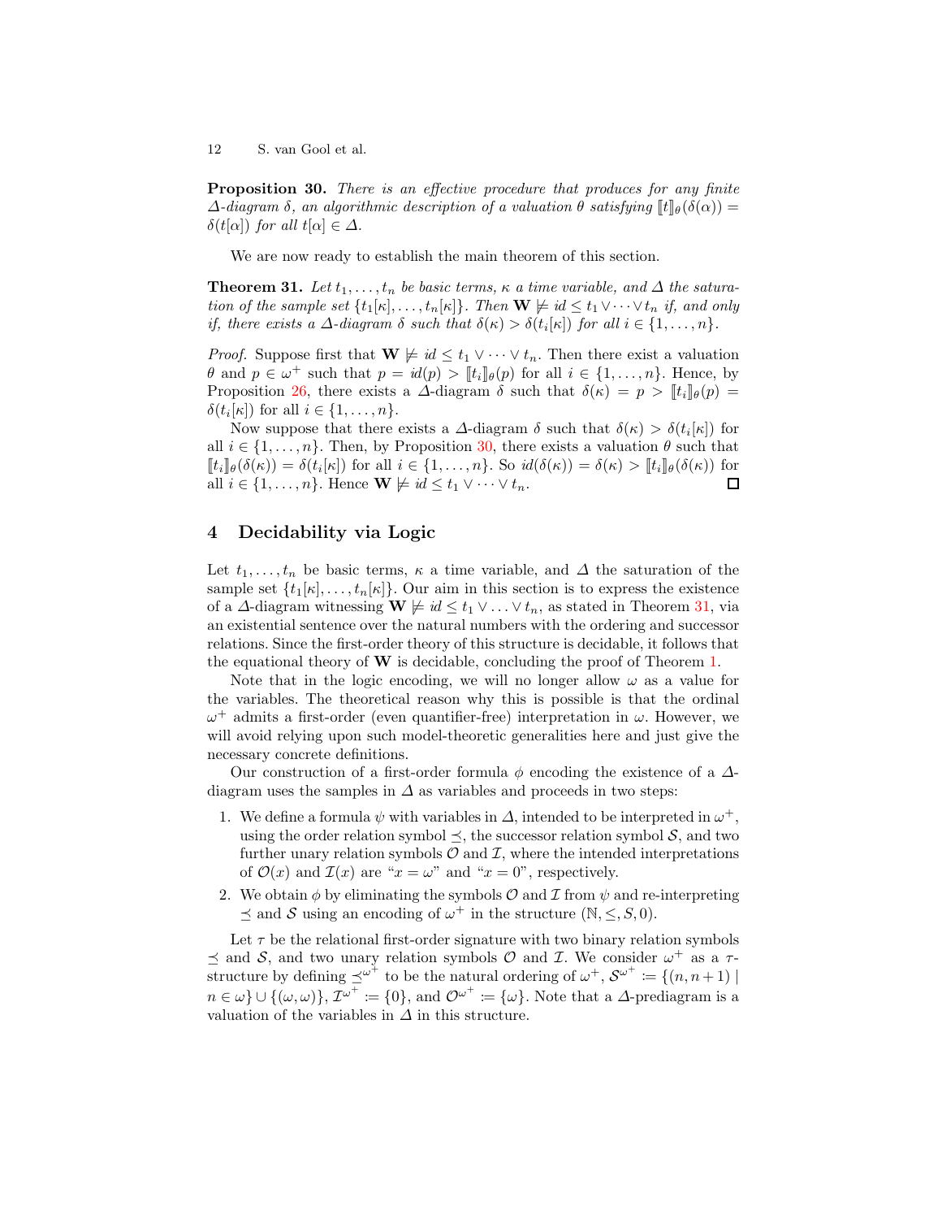**Proposition 30.** *There is an effective procedure that produces for any finite $\Delta$-diagram $\delta$, an algorithmic description of a valuation $\theta$ satisfying $[\![t]\!]_\theta(\delta(\alpha)) = \delta(t[\alpha])$ for all $t[\alpha] \in \Delta$.*

We are now ready to establish the main theorem of this section.

**Theorem 31.** *Let $t_1, \ldots, t_n$ be basic terms, $\kappa$ a time variable, and $\Delta$ the saturation of the sample set $\{t_1[\kappa], \ldots, t_n[\kappa]\}$. Then $\mathbf{W} \not\models id \leq t_1 \vee \cdots \vee t_n$ if, and only if, there exists a $\Delta$-diagram $\delta$ such that $\delta(\kappa) > \delta(t_i[\kappa])$ for all $i \in \{1, \ldots, n\}$.*

*Proof.* Suppose first that $\mathbf{W} \not\models id \leq t_1 \vee \cdots \vee t_n$. Then there exist a valuation $\theta$ and $p \in \omega^+$ such that $p = id(p) > [\![t_i]\!]_\theta(p)$ for all $i \in \{1, \ldots, n\}$. Hence, by Proposition 26, there exists a $\Delta$-diagram $\delta$ such that $\delta(\kappa) = p > [\![t_i]\!]_\theta(p) = \delta(t_i[\kappa])$ for all $i \in \{1, \ldots, n\}$.

Now suppose that there exists a $\Delta$-diagram $\delta$ such that $\delta(\kappa) > \delta(t_i[\kappa])$ for all $i \in \{1, \ldots, n\}$. Then, by Proposition 30, there exists a valuation $\theta$ such that $[\![t_i]\!]_\theta(\delta(\kappa)) = \delta(t_i[\kappa])$ for all $i \in \{1, \ldots, n\}$. So $id(\delta(\kappa)) = \delta(\kappa) > [\![t_i]\!]_\theta(\delta(\kappa))$ for all $i \in \{1, \ldots, n\}$. Hence $\mathbf{W} \not\models id \leq t_1 \vee \cdots \vee t_n$. □

## 4 Decidability via Logic

Let $t_1, \ldots, t_n$ be basic terms, $\kappa$ a time variable, and $\Delta$ the saturation of the sample set $\{t_1[\kappa], \ldots, t_n[\kappa]\}$. Our aim in this section is to express the existence of a $\Delta$-diagram witnessing $\mathbf{W} \not\models id \leq t_1 \vee \ldots \vee t_n$, as stated in Theorem 31, via an existential sentence over the natural numbers with the ordering and successor relations. Since the first-order theory of this structure is decidable, it follows that the equational theory of $\mathbf{W}$ is decidable, concluding the proof of Theorem 1.

Note that in the logic encoding, we will no longer allow $\omega$ as a value for the variables. The theoretical reason why this is possible is that the ordinal $\omega^+$ admits a first-order (even quantifier-free) interpretation in $\omega$. However, we will avoid relying upon such model-theoretic generalities here and just give the necessary concrete definitions.

Our construction of a first-order formula $\phi$ encoding the existence of a $\Delta$-diagram uses the samples in $\Delta$ as variables and proceeds in two steps:

1. We define a formula $\psi$ with variables in $\Delta$, intended to be interpreted in $\omega^+$, using the order relation symbol $\preceq$, the successor relation symbol $\mathcal{S}$, and two further unary relation symbols $\mathcal{O}$ and $\mathcal{I}$, where the intended interpretations of $\mathcal{O}(x)$ and $\mathcal{I}(x)$ are "$x = \omega$" and "$x = 0$", respectively.
2. We obtain $\phi$ by eliminating the symbols $\mathcal{O}$ and $\mathcal{I}$ from $\psi$ and re-interpreting $\preceq$ and $\mathcal{S}$ using an encoding of $\omega^+$ in the structure $(\mathbb{N}, \leq, S, 0)$.

Let $\tau$ be the relational first-order signature with two binary relation symbols $\preceq$ and $\mathcal{S}$, and two unary relation symbols $\mathcal{O}$ and $\mathcal{I}$. We consider $\omega^+$ as a $\tau$-structure by defining $\preceq^{\omega^+}$ to be the natural ordering of $\omega^+$, $\mathcal{S}^{\omega^+} := \{(n, n+1) \mid n \in \omega\} \cup \{(\omega, \omega)\}$, $\mathcal{I}^{\omega^+} := \{0\}$, and $\mathcal{O}^{\omega^+} := \{\omega\}$. Note that a $\Delta$-prediagram is a valuation of the variables in $\Delta$ in this structure.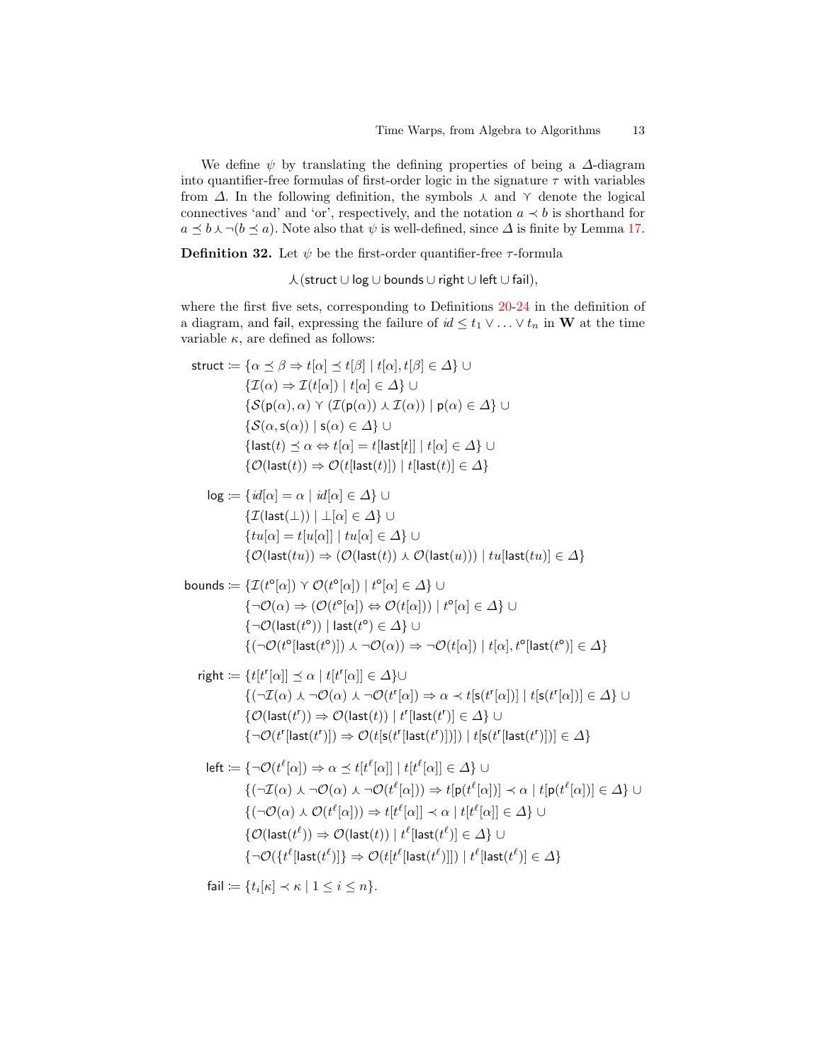We define $\psi$ by translating the defining properties of being a $\Delta$-diagram into quantifier-free formulas of first-order logic in the signature $\tau$ with variables from $\Delta$. In the following definition, the symbols $\curlywedge$ and $\curlyvee$ denote the logical connectives 'and' and 'or', respectively, and the notation $a \prec b$ is shorthand for $a \preceq b \curlywedge \neg(b \preceq a)$. Note also that $\psi$ is well-defined, since $\Delta$ is finite by Lemma 17.

**Definition 32.** Let $\psi$ be the first-order quantifier-free $\tau$-formula

$$\curlywedge(\mathsf{struct} \cup \mathsf{log} \cup \mathsf{bounds} \cup \mathsf{right} \cup \mathsf{left} \cup \mathsf{fail}),$$

where the first five sets, corresponding to Definitions 20-24 in the definition of a diagram, and fail, expressing the failure of $id \leq t_1 \vee \ldots \vee t_n$ in $\mathbf{W}$ at the time variable $\kappa$, are defined as follows:

$$
\begin{aligned}
\mathsf{struct} \coloneqq\ & \{\alpha \preceq \beta \Rightarrow t[\alpha] \preceq t[\beta] \mid t[\alpha], t[\beta] \in \Delta\} \cup \\
& \{\mathcal{I}(\alpha) \Rightarrow \mathcal{I}(t[\alpha]) \mid t[\alpha] \in \Delta\} \cup \\
& \{\mathcal{S}(\mathsf{p}(\alpha), \alpha) \curlyvee (\mathcal{I}(\mathsf{p}(\alpha)) \curlywedge \mathcal{I}(\alpha)) \mid \mathsf{p}(\alpha) \in \Delta\} \cup \\
& \{\mathcal{S}(\alpha, \mathsf{s}(\alpha)) \mid \mathsf{s}(\alpha) \in \Delta\} \cup \\
& \{\mathsf{last}(t) \preceq \alpha \Leftrightarrow t[\alpha] = t[\mathsf{last}[t]] \mid t[\alpha] \in \Delta\} \cup \\
& \{\mathcal{O}(\mathsf{last}(t)) \Rightarrow \mathcal{O}(t[\mathsf{last}(t)]) \mid t[\mathsf{last}(t)] \in \Delta\}
\end{aligned}
$$

$$
\begin{aligned}
\mathsf{log} \coloneqq\ & \{id[\alpha] = \alpha \mid id[\alpha] \in \Delta\} \cup \\
& \{\mathcal{I}(\mathsf{last}(\bot)) \mid \bot[\alpha] \in \Delta\} \cup \\
& \{tu[\alpha] = t[u[\alpha]] \mid tu[\alpha] \in \Delta\} \cup \\
& \{\mathcal{O}(\mathsf{last}(tu)) \Rightarrow (\mathcal{O}(\mathsf{last}(t)) \curlywedge \mathcal{O}(\mathsf{last}(u))) \mid tu[\mathsf{last}(tu)] \in \Delta\}
\end{aligned}
$$

$$
\begin{aligned}
\mathsf{bounds} \coloneqq\ & \{\mathcal{I}(t^{\circ}[\alpha]) \curlyvee \mathcal{O}(t^{\circ}[\alpha]) \mid t^{\circ}[\alpha] \in \Delta\} \cup \\
& \{\neg\mathcal{O}(\alpha) \Rightarrow (\mathcal{O}(t^{\circ}[\alpha]) \Leftrightarrow \mathcal{O}(t[\alpha])) \mid t^{\circ}[\alpha] \in \Delta\} \cup \\
& \{\neg\mathcal{O}(\mathsf{last}(t^{\circ})) \mid \mathsf{last}(t^{\circ}) \in \Delta\} \cup \\
& \{(\neg\mathcal{O}(t^{\circ}[\mathsf{last}(t^{\circ})]) \curlywedge \neg\mathcal{O}(\alpha)) \Rightarrow \neg\mathcal{O}(t[\alpha]) \mid t[\alpha], t^{\circ}[\mathsf{last}(t^{\circ})] \in \Delta\}
\end{aligned}
$$

$$
\begin{aligned}
\mathsf{right} \coloneqq\ & \{t[t^{r}[\alpha]] \preceq \alpha \mid t[t^{r}[\alpha]] \in \Delta\} \cup \\
& \{(\neg\mathcal{I}(\alpha) \curlywedge \neg\mathcal{O}(\alpha) \curlywedge \neg\mathcal{O}(t^{r}[\alpha]) \Rightarrow \alpha \prec t[\mathsf{s}(t^{r}[\alpha])] \mid t[\mathsf{s}(t^{r}[\alpha])] \in \Delta\} \cup \\
& \{\mathcal{O}(\mathsf{last}(t^{r})) \Rightarrow \mathcal{O}(\mathsf{last}(t)) \mid t^{r}[\mathsf{last}(t^{r})] \in \Delta\} \cup \\
& \{\neg\mathcal{O}(t^{r}[\mathsf{last}(t^{r})]) \Rightarrow \mathcal{O}(t[\mathsf{s}(t^{r}[\mathsf{last}(t^{r})])]) \mid t[\mathsf{s}(t^{r}[\mathsf{last}(t^{r})])] \in \Delta\}
\end{aligned}
$$

$$
\begin{aligned}
\mathsf{left} \coloneqq\ & \{\neg\mathcal{O}(t^{\ell}[\alpha]) \Rightarrow \alpha \preceq t[t^{\ell}[\alpha]] \mid t[t^{\ell}[\alpha]] \in \Delta\} \cup \\
& \{(\neg\mathcal{I}(\alpha) \curlywedge \neg\mathcal{O}(\alpha) \curlywedge \neg\mathcal{O}(t^{\ell}[\alpha])) \Rightarrow t[\mathsf{p}(t^{\ell}[\alpha])] \prec \alpha \mid t[\mathsf{p}(t^{\ell}[\alpha])] \in \Delta\} \cup \\
& \{(\neg\mathcal{O}(\alpha) \curlywedge \mathcal{O}(t^{\ell}[\alpha])) \Rightarrow t[t^{\ell}[\alpha]] \prec \alpha \mid t[t^{\ell}[\alpha]] \in \Delta\} \cup \\
& \{\mathcal{O}(\mathsf{last}(t^{\ell})) \Rightarrow \mathcal{O}(\mathsf{last}(t)) \mid t^{\ell}[\mathsf{last}(t^{\ell})] \in \Delta\} \cup \\
& \{\neg\mathcal{O}(\{t^{\ell}[\mathsf{last}(t^{\ell})]\} \Rightarrow \mathcal{O}(t[t^{\ell}[\mathsf{last}(t^{\ell})]]) \mid t^{\ell}[\mathsf{last}(t^{\ell})] \in \Delta\}
\end{aligned}
$$

$$
\mathsf{fail} \coloneqq \{t_i[\kappa] \prec \kappa \mid 1 \leq i \leq n\}.
$$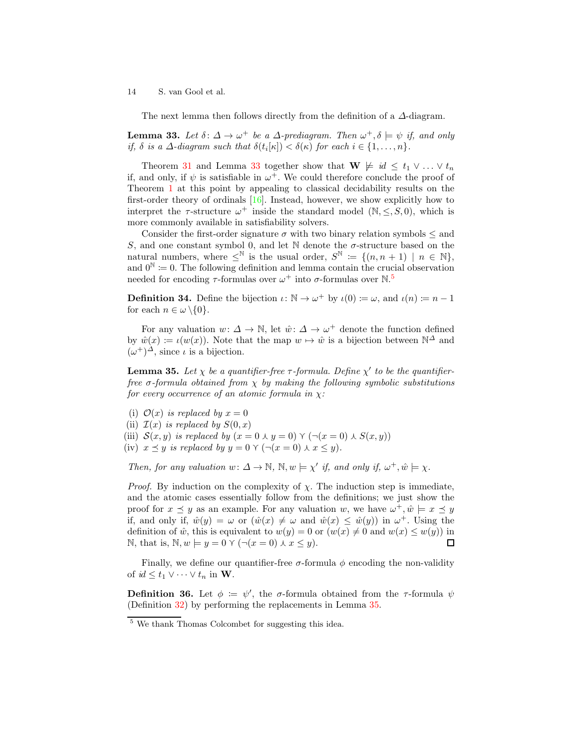The next lemma then follows directly from the definition of a $\Delta$-diagram.

**Lemma 33.** *Let $\delta\colon \Delta \to \omega^+$ be a $\Delta$-prediagram. Then $\omega^+, \delta \models \psi$ if, and only if, $\delta$ is a $\Delta$-diagram such that $\delta(t_i[\kappa]) < \delta(\kappa)$ for each $i \in \{1, \ldots, n\}$.*

Theorem 31 and Lemma 33 together show that $\mathbf{W} \not\models \mathit{id} \leq t_1 \vee \ldots \vee t_n$ if, and only, if $\psi$ is satisfiable in $\omega^+$. We could therefore conclude the proof of Theorem 1 at this point by appealing to classical decidability results on the first-order theory of ordinals [16]. Instead, however, we show explicitly how to interpret the $\tau$-structure $\omega^+$ inside the standard model $(\mathbb{N}, \leq, S, 0)$, which is more commonly available in satisfiability solvers.

Consider the first-order signature $\sigma$ with two binary relation symbols $\leq$ and $S$, and one constant symbol 0, and let $\mathbb{N}$ denote the $\sigma$-structure based on the natural numbers, where $\leq^{\mathbb{N}}$ is the usual order, $S^{\mathbb{N}} \coloneqq \{(n, n+1) \mid n \in \mathbb{N}\}$, and $0^{\mathbb{N}} \coloneqq 0$. The following definition and lemma contain the crucial observation needed for encoding $\tau$-formulas over $\omega^+$ into $\sigma$-formulas over $\mathbb{N}$.[5]

**Definition 34.** Define the bijection $\iota\colon \mathbb{N} \to \omega^+$ by $\iota(0) \coloneqq \omega$, and $\iota(n) \coloneqq n - 1$ for each $n \in \omega \setminus \{0\}$.

For any valuation $w\colon \Delta \to \mathbb{N}$, let $\hat{w}\colon \Delta \to \omega^+$ denote the function defined by $\hat{w}(x) \coloneqq \iota(w(x))$. Note that the map $w \mapsto \hat{w}$ is a bijection between $\mathbb{N}^\Delta$ and $(\omega^+)^\Delta$, since $\iota$ is a bijection.

**Lemma 35.** *Let $\chi$ be a quantifier-free $\tau$-formula. Define $\chi'$ to be the quantifier-free $\sigma$-formula obtained from $\chi$ by making the following symbolic substitutions for every occurrence of an atomic formula in $\chi$:*

(i) *$\mathcal{O}(x)$ is replaced by $x = 0$*
(ii) *$\mathcal{I}(x)$ is replaced by $S(0, x)$*
(iii) *$\mathcal{S}(x, y)$ is replaced by $(x = 0 \curlywedge y = 0) \curlyvee (\neg(x = 0) \curlywedge S(x, y))$*
(iv) *$x \preceq y$ is replaced by $y = 0 \curlyvee (\neg(x = 0) \curlywedge x \leq y)$.*

*Then, for any valuation $w\colon \Delta \to \mathbb{N}$, $\mathbb{N}, w \models \chi'$ if, and only if, $\omega^+, \hat{w} \models \chi$.*

*Proof.* By induction on the complexity of $\chi$. The induction step is immediate, and the atomic cases essentially follow from the definitions; we just show the proof for $x \preceq y$ as an example. For any valuation $w$, we have $\omega^+, \hat{w} \models x \preceq y$ if, and only if, $\hat{w}(y) = \omega$ or $(\hat{w}(x) \neq \omega$ and $\hat{w}(x) \leq \hat{w}(y))$ in $\omega^+$. Using the definition of $\hat{w}$, this is equivalent to $w(y) = 0$ or $(w(x) \neq 0$ and $w(x) \leq w(y))$ in $\mathbb{N}$, that is, $\mathbb{N}, w \models y = 0 \curlyvee (\neg(x = 0) \curlywedge x \leq y)$. $\square$

Finally, we define our quantifier-free $\sigma$-formula $\phi$ encoding the non-validity of $\mathit{id} \leq t_1 \vee \cdots \vee t_n$ in $\mathbf{W}$.

**Definition 36.** Let $\phi \coloneqq \psi'$, the $\sigma$-formula obtained from the $\tau$-formula $\psi$ (Definition 32) by performing the replacements in Lemma 35.

---

[5] We thank Thomas Colcombet for suggesting this idea.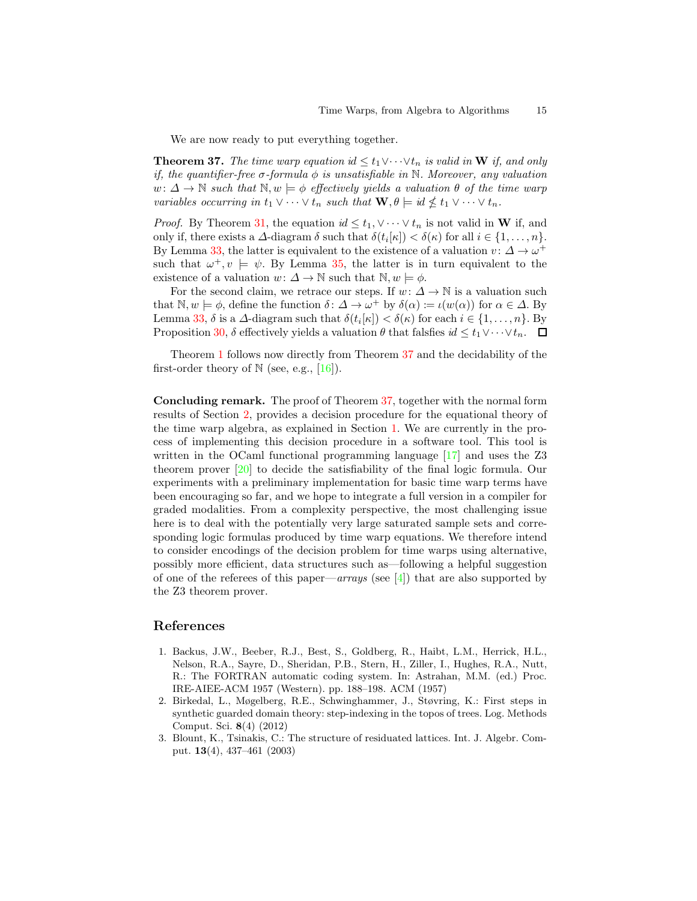We are now ready to put everything together.

**Theorem 37.** *The time warp equation $id \leq t_1 \vee \cdots \vee t_n$ is valid in $\mathbf{W}$ if, and only if, the quantifier-free $\sigma$-formula $\phi$ is unsatisfiable in $\mathbb{N}$. Moreover, any valuation $w\colon \Delta \to \mathbb{N}$ such that $\mathbb{N}, w \models \phi$ effectively yields a valuation $\theta$ of the time warp variables occurring in $t_1 \vee \cdots \vee t_n$ such that $\mathbf{W}, \theta \models id \not\leq t_1 \vee \cdots \vee t_n$.*

*Proof.* By Theorem 31, the equation $id \leq t_1, \vee \cdots \vee t_n$ is not valid in $\mathbf{W}$ if, and only if, there exists a $\Delta$-diagram $\delta$ such that $\delta(t_i[\kappa]) < \delta(\kappa)$ for all $i \in \{1, \ldots, n\}$. By Lemma 33, the latter is equivalent to the existence of a valuation $v\colon \Delta \to \omega^+$ such that $\omega^+, v \models \psi$. By Lemma 35, the latter is in turn equivalent to the existence of a valuation $w\colon \Delta \to \mathbb{N}$ such that $\mathbb{N}, w \models \phi$.

For the second claim, we retrace our steps. If $w\colon \Delta \to \mathbb{N}$ is a valuation such that $\mathbb{N}, w \models \phi$, define the function $\delta\colon \Delta \to \omega^+$ by $\delta(\alpha) := \iota(w(\alpha))$ for $\alpha \in \Delta$. By Lemma 33, $\delta$ is a $\Delta$-diagram such that $\delta(t_i[\kappa]) < \delta(\kappa)$ for each $i \in \{1, \ldots, n\}$. By Proposition 30, $\delta$ effectively yields a valuation $\theta$ that falsfies $id \leq t_1 \vee \cdots \vee t_n$. ☐

Theorem 1 follows now directly from Theorem 37 and the decidability of the first-order theory of $\mathbb{N}$ (see, e.g., [16]).

**Concluding remark.** The proof of Theorem 37, together with the normal form results of Section 2, provides a decision procedure for the equational theory of the time warp algebra, as explained in Section 1. We are currently in the process of implementing this decision procedure in a software tool. This tool is written in the OCaml functional programming language [17] and uses the Z3 theorem prover [20] to decide the satisfiability of the final logic formula. Our experiments with a preliminary implementation for basic time warp terms have been encouraging so far, and we hope to integrate a full version in a compiler for graded modalities. From a complexity perspective, the most challenging issue here is to deal with the potentially very large saturated sample sets and corresponding logic formulas produced by time warp equations. We therefore intend to consider encodings of the decision problem for time warps using alternative, possibly more efficient, data structures such as—following a helpful suggestion of one of the referees of this paper—*arrays* (see [4]) that are also supported by the Z3 theorem prover.

## References

1. Backus, J.W., Beeber, R.J., Best, S., Goldberg, R., Haibt, L.M., Herrick, H.L., Nelson, R.A., Sayre, D., Sheridan, P.B., Stern, H., Ziller, I., Hughes, R.A., Nutt, R.: The FORTRAN automatic coding system. In: Astrahan, M.M. (ed.) Proc. IRE-AIEE-ACM 1957 (Western). pp. 188–198. ACM (1957)
2. Birkedal, L., Møgelberg, R.E., Schwinghammer, J., Støvring, K.: First steps in synthetic guarded domain theory: step-indexing in the topos of trees. Log. Methods Comput. Sci. **8**(4) (2012)
3. Blount, K., Tsinakis, C.: The structure of residuated lattices. Int. J. Algebr. Comput. **13**(4), 437–461 (2003)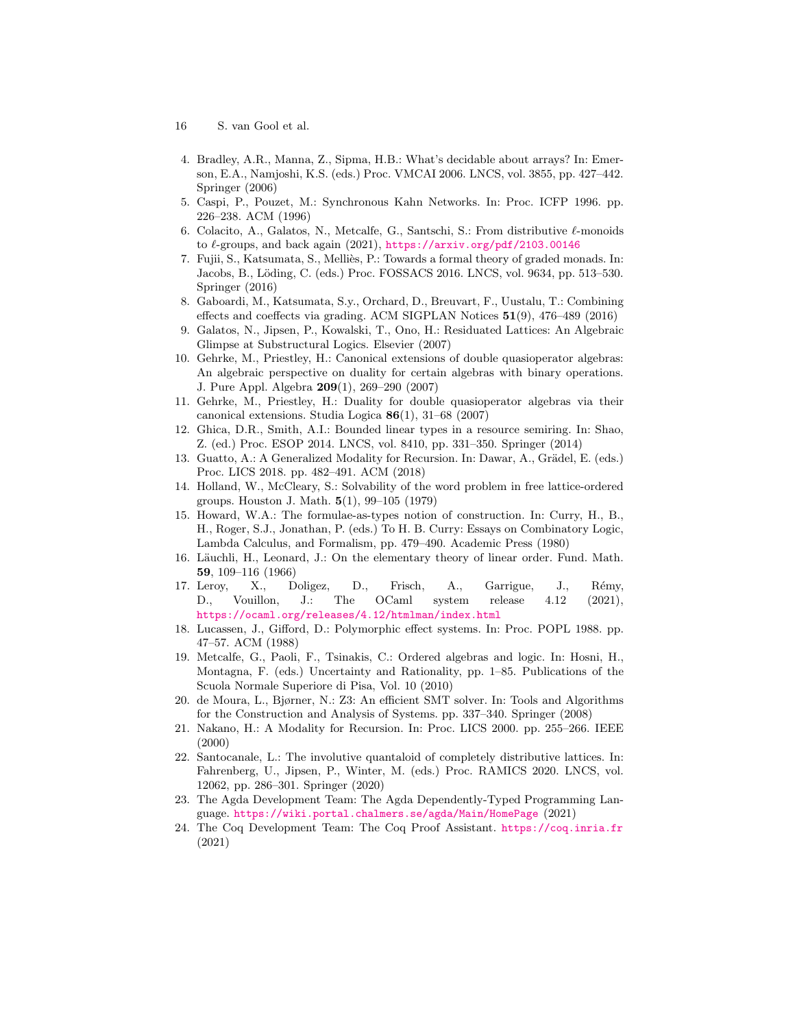4. Bradley, A.R., Manna, Z., Sipma, H.B.: What's decidable about arrays? In: Emerson, E.A., Namjoshi, K.S. (eds.) Proc. VMCAI 2006. LNCS, vol. 3855, pp. 427–442. Springer (2006)
5. Caspi, P., Pouzet, M.: Synchronous Kahn Networks. In: Proc. ICFP 1996. pp. 226–238. ACM (1996)
6. Colacito, A., Galatos, N., Metcalfe, G., Santschi, S.: From distributive $\ell$-monoids to $\ell$-groups, and back again (2021), https://arxiv.org/pdf/2103.00146
7. Fujii, S., Katsumata, S., Melliès, P.: Towards a formal theory of graded monads. In: Jacobs, B., Löding, C. (eds.) Proc. FOSSACS 2016. LNCS, vol. 9634, pp. 513–530. Springer (2016)
8. Gaboardi, M., Katsumata, S.y., Orchard, D., Breuvart, F., Uustalu, T.: Combining effects and coeffects via grading. ACM SIGPLAN Notices **51**(9), 476–489 (2016)
9. Galatos, N., Jipsen, P., Kowalski, T., Ono, H.: Residuated Lattices: An Algebraic Glimpse at Substructural Logics. Elsevier (2007)
10. Gehrke, M., Priestley, H.: Canonical extensions of double quasioperator algebras: An algebraic perspective on duality for certain algebras with binary operations. J. Pure Appl. Algebra **209**(1), 269–290 (2007)
11. Gehrke, M., Priestley, H.: Duality for double quasioperator algebras via their canonical extensions. Studia Logica **86**(1), 31–68 (2007)
12. Ghica, D.R., Smith, A.I.: Bounded linear types in a resource semiring. In: Shao, Z. (ed.) Proc. ESOP 2014. LNCS, vol. 8410, pp. 331–350. Springer (2014)
13. Guatto, A.: A Generalized Modality for Recursion. In: Dawar, A., Grädel, E. (eds.) Proc. LICS 2018. pp. 482–491. ACM (2018)
14. Holland, W., McCleary, S.: Solvability of the word problem in free lattice-ordered groups. Houston J. Math. **5**(1), 99–105 (1979)
15. Howard, W.A.: The formulae-as-types notion of construction. In: Curry, H., B., H., Roger, S.J., Jonathan, P. (eds.) To H. B. Curry: Essays on Combinatory Logic, Lambda Calculus, and Formalism, pp. 479–490. Academic Press (1980)
16. Läuchli, H., Leonard, J.: On the elementary theory of linear order. Fund. Math. **59**, 109–116 (1966)
17. Leroy, X., Doligez, D., Frisch, A., Garrigue, J., Rémy, D., Vouillon, J.: The OCaml system release 4.12 (2021), https://ocaml.org/releases/4.12/htmlman/index.html
18. Lucassen, J., Gifford, D.: Polymorphic effect systems. In: Proc. POPL 1988. pp. 47–57. ACM (1988)
19. Metcalfe, G., Paoli, F., Tsinakis, C.: Ordered algebras and logic. In: Hosni, H., Montagna, F. (eds.) Uncertainty and Rationality, pp. 1–85. Publications of the Scuola Normale Superiore di Pisa, Vol. 10 (2010)
20. de Moura, L., Bjørner, N.: Z3: An efficient SMT solver. In: Tools and Algorithms for the Construction and Analysis of Systems. pp. 337–340. Springer (2008)
21. Nakano, H.: A Modality for Recursion. In: Proc. LICS 2000. pp. 255–266. IEEE (2000)
22. Santocanale, L.: The involutive quantaloid of completely distributive lattices. In: Fahrenberg, U., Jipsen, P., Winter, M. (eds.) Proc. RAMICS 2020. LNCS, vol. 12062, pp. 286–301. Springer (2020)
23. The Agda Development Team: The Agda Dependently-Typed Programming Language. https://wiki.portal.chalmers.se/agda/Main/HomePage (2021)
24. The Coq Development Team: The Coq Proof Assistant. https://coq.inria.fr (2021)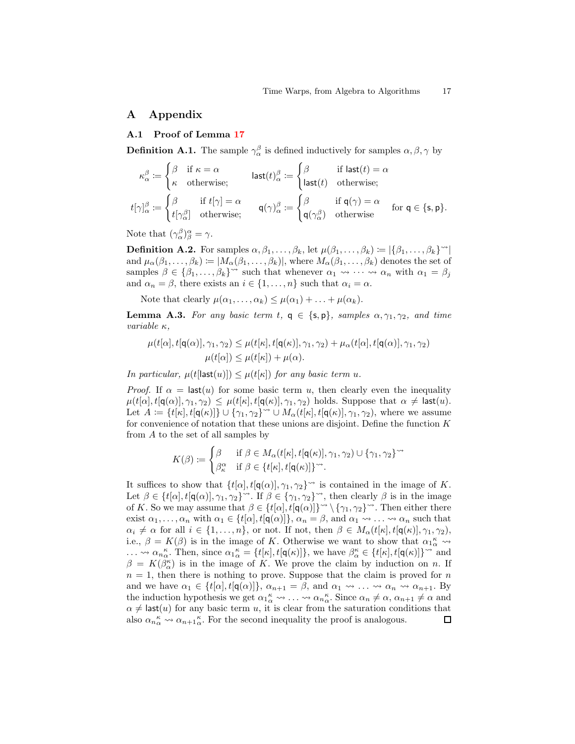# A Appendix

## A.1 Proof of Lemma 17

**Definition A.1.** The sample $\gamma^\beta_\alpha$ is defined inductively for samples $\alpha, \beta, \gamma$ by

$$\kappa^\beta_\alpha := \begin{cases} \beta & \text{if } \kappa = \alpha \\ \kappa & \text{otherwise;} \end{cases} \qquad \mathsf{last}(t)^\beta_\alpha := \begin{cases} \beta & \text{if } \mathsf{last}(t) = \alpha \\ \mathsf{last}(t) & \text{otherwise;} \end{cases}$$

$$t[\gamma]^\beta_\alpha := \begin{cases} \beta & \text{if } t[\gamma] = \alpha \\ t[\gamma^\beta_\alpha] & \text{otherwise;} \end{cases} \qquad \mathsf{q}(\gamma)^\beta_\alpha := \begin{cases} \beta & \text{if } \mathsf{q}(\gamma) = \alpha \\ \mathsf{q}(\gamma^\beta_\alpha) & \text{otherwise} \end{cases} \quad \text{for } \mathsf{q} \in \{\mathsf{s}, \mathsf{p}\}.$$

Note that $(\gamma^\beta_\alpha)^\alpha_\beta = \gamma$.

**Definition A.2.** For samples $\alpha, \beta_1, \ldots, \beta_k$, let $\mu(\beta_1, \ldots, \beta_k) := |\{\beta_1, \ldots, \beta_k\}^{\rightsquigarrow}|$ and $\mu_\alpha(\beta_1, \ldots, \beta_k) := |M_\alpha(\beta_1, \ldots, \beta_k)|$, where $M_\alpha(\beta_1, \ldots, \beta_k)$ denotes the set of samples $\beta \in \{\beta_1, \ldots, \beta_k\}^{\rightsquigarrow}$ such that whenever $\alpha_1 \rightsquigarrow \cdots \rightsquigarrow \alpha_n$ with $\alpha_1 = \beta_j$ and $\alpha_n = \beta$, there exists an $i \in \{1, \ldots, n\}$ such that $\alpha_i = \alpha$.

Note that clearly $\mu(\alpha_1, \ldots, \alpha_k) \leq \mu(\alpha_1) + \ldots + \mu(\alpha_k)$.

**Lemma A.3.** *For any basic term $t$, $\mathsf{q} \in \{\mathsf{s}, \mathsf{p}\}$, samples $\alpha, \gamma_1, \gamma_2$, and time variable $\kappa$,*

$$\mu(t[\alpha], t[\mathsf{q}(\alpha)], \gamma_1, \gamma_2) \leq \mu(t[\kappa], t[\mathsf{q}(\kappa)], \gamma_1, \gamma_2) + \mu_\alpha(t[\alpha], t[\mathsf{q}(\alpha)], \gamma_1, \gamma_2)$$
$$\mu(t[\alpha]) \leq \mu(t[\kappa]) + \mu(\alpha).$$

*In particular, $\mu(t[\mathsf{last}(u)]) \leq \mu(t[\kappa])$ for any basic term $u$.*

*Proof.* If $\alpha = \mathsf{last}(u)$ for some basic term $u$, then clearly even the inequality $\mu(t[\alpha], t[\mathsf{q}(\alpha)], \gamma_1, \gamma_2) \leq \mu(t[\kappa], t[\mathsf{q}(\kappa)], \gamma_1, \gamma_2)$ holds. Suppose that $\alpha \neq \mathsf{last}(u)$. Let $A := \{t[\kappa], t[\mathsf{q}(\kappa)]\} \cup \{\gamma_1, \gamma_2\}^{\rightsquigarrow} \cup M_\alpha(t[\kappa], t[\mathsf{q}(\kappa)], \gamma_1, \gamma_2)$, where we assume for convenience of notation that these unions are disjoint. Define the function $K$ from $A$ to the set of all samples by

$$K(\beta) := \begin{cases} \beta & \text{if } \beta \in M_\alpha(t[\kappa], t[\mathsf{q}(\kappa)], \gamma_1, \gamma_2) \cup \{\gamma_1, \gamma_2\}^{\rightsquigarrow} \\ \beta^\alpha_\kappa & \text{if } \beta \in \{t[\kappa], t[\mathsf{q}(\kappa)]\}^{\rightsquigarrow}. \end{cases}$$

It suffices to show that $\{t[\alpha], t[\mathsf{q}(\alpha)], \gamma_1, \gamma_2\}^{\rightsquigarrow}$ is contained in the image of $K$. Let $\beta \in \{t[\alpha], t[\mathsf{q}(\alpha)], \gamma_1, \gamma_2\}^{\rightsquigarrow}$. If $\beta \in \{\gamma_1, \gamma_2\}^{\rightsquigarrow}$, then clearly $\beta$ is in the image of $K$. So we may assume that $\beta \in \{t[\alpha], t[\mathsf{q}(\alpha)]\}^{\rightsquigarrow} \setminus \{\gamma_1, \gamma_2\}^{\rightsquigarrow}$. Then either there exist $\alpha_1, \ldots, \alpha_n$ with $\alpha_1 \in \{t[\alpha], t[\mathsf{q}(\alpha)]\}$, $\alpha_n = \beta$, and $\alpha_1 \rightsquigarrow \ldots \rightsquigarrow \alpha_n$ such that $\alpha_i \neq \alpha$ for all $i \in \{1, \ldots, n\}$, or not. If not, then $\beta \in M_\alpha(t[\kappa], t[\mathsf{q}(\kappa)], \gamma_1, \gamma_2)$, i.e., $\beta = K(\beta)$ is in the image of $K$. Otherwise we want to show that ${\alpha_1}^\kappa_\alpha \rightsquigarrow \ldots \rightsquigarrow {\alpha_n}^\kappa_\alpha$. Then, since ${\alpha_1}^\kappa_\alpha = \{t[\kappa], t[\mathsf{q}(\kappa)]\}$, we have $\beta^\kappa_\alpha \in \{t[\kappa], t[\mathsf{q}(\kappa)]\}^{\rightsquigarrow}$ and $\beta = K(\beta^\kappa_\alpha)$ is in the image of $K$. We prove the claim by induction on $n$. If $n = 1$, then there is nothing to prove. Suppose that the claim is proved for $n$ and we have $\alpha_1 \in \{t[\alpha], t[\mathsf{q}(\alpha)]\}$, $\alpha_{n+1} = \beta$, and $\alpha_1 \rightsquigarrow \ldots \rightsquigarrow \alpha_n \rightsquigarrow \alpha_{n+1}$. By the induction hypothesis we get ${\alpha_1}^\kappa_\alpha \rightsquigarrow \ldots \rightsquigarrow {\alpha_n}^\kappa_\alpha$. Since $\alpha_n \neq \alpha$, $\alpha_{n+1} \neq \alpha$ and $\alpha \neq \mathsf{last}(u)$ for any basic term $u$, it is clear from the saturation conditions that also ${\alpha_n}^\kappa_\alpha \rightsquigarrow {\alpha_{n+1}}^\kappa_\alpha$. For the second inequality the proof is analogous. $\square$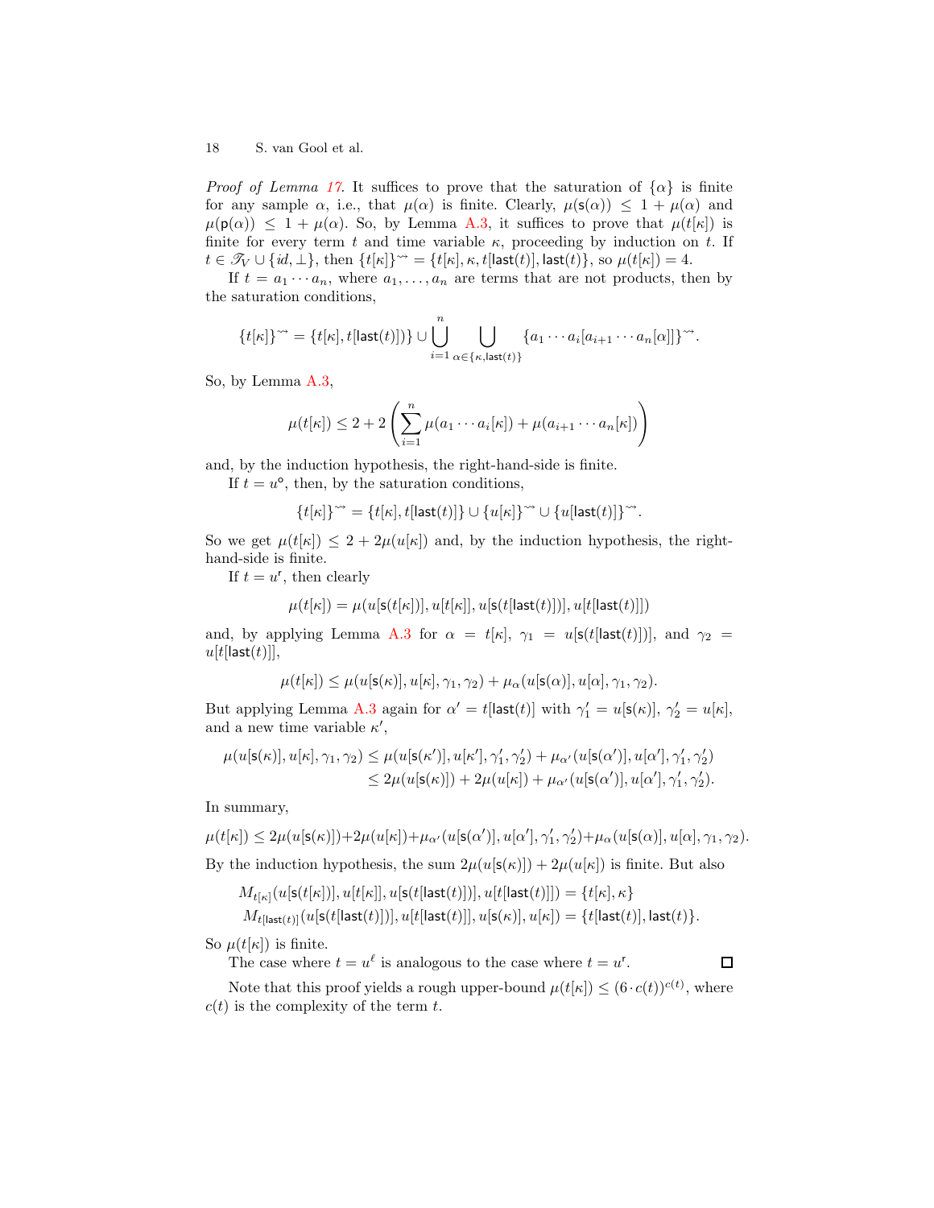*Proof of Lemma 17.* It suffices to prove that the saturation of $\{\alpha\}$ is finite for any sample $\alpha$, i.e., that $\mu(\alpha)$ is finite. Clearly, $\mu(\mathsf{s}(\alpha)) \leq 1 + \mu(\alpha)$ and $\mu(\mathsf{p}(\alpha)) \leq 1 + \mu(\alpha)$. So, by Lemma A.3, it suffices to prove that $\mu(t[\kappa])$ is finite for every term $t$ and time variable $\kappa$, proceeding by induction on $t$. If $t \in \mathscr{T}_V \cup \{id, \bot\}$, then $\{t[\kappa]\}^{\rightsquigarrow} = \{t[\kappa], \kappa, t[\mathsf{last}(t)], \mathsf{last}(t)\}$, so $\mu(t[\kappa]) = 4$.

If $t = a_1 \cdots a_n$, where $a_1, \ldots, a_n$ are terms that are not products, then by the saturation conditions,

$$\{t[\kappa]\}^{\rightsquigarrow} = \{t[\kappa], t[\mathsf{last}(t)])\} \cup \bigcup_{i=1}^{n} \bigcup_{\alpha \in \{\kappa, \mathsf{last}(t)\}} \{a_1 \cdots a_i[a_{i+1} \cdots a_n[\alpha]]\}^{\rightsquigarrow}.$$

So, by Lemma A.3,

$$\mu(t[\kappa]) \leq 2 + 2\left(\sum_{i=1}^{n} \mu(a_1 \cdots a_i[\kappa]) + \mu(a_{i+1} \cdots a_n[\kappa])\right)$$

and, by the induction hypothesis, the right-hand-side is finite.

If $t = u^{\circ}$, then, by the saturation conditions,

$$\{t[\kappa]\}^{\rightsquigarrow} = \{t[\kappa], t[\mathsf{last}(t)]\} \cup \{u[\kappa]\}^{\rightsquigarrow} \cup \{u[\mathsf{last}(t)]\}^{\rightsquigarrow}.$$

So we get $\mu(t[\kappa]) \leq 2 + 2\mu(u[\kappa])$ and, by the induction hypothesis, the right-hand-side is finite.

If $t = u^{\mathsf{r}}$, then clearly

$$\mu(t[\kappa]) = \mu(u[\mathsf{s}(t[\kappa])], u[t[\kappa]], u[\mathsf{s}(t[\mathsf{last}(t)])], u[t[\mathsf{last}(t)]])$$

and, by applying Lemma A.3 for $\alpha = t[\kappa]$, $\gamma_1 = u[\mathsf{s}(t[\mathsf{last}(t)])]$, and $\gamma_2 = u[t[\mathsf{last}(t)]]$,

$$\mu(t[\kappa]) \leq \mu(u[\mathsf{s}(\kappa)], u[\kappa], \gamma_1, \gamma_2) + \mu_\alpha(u[\mathsf{s}(\alpha)], u[\alpha], \gamma_1, \gamma_2).$$

But applying Lemma A.3 again for $\alpha' = t[\mathsf{last}(t)]$ with $\gamma_1' = u[\mathsf{s}(\kappa)]$, $\gamma_2' = u[\kappa]$, and a new time variable $\kappa'$,

$$\begin{aligned}
\mu(u[\mathsf{s}(\kappa)], u[\kappa], \gamma_1, \gamma_2) &\leq \mu(u[\mathsf{s}(\kappa')], u[\kappa'], \gamma_1', \gamma_2') + \mu_{\alpha'}(u[\mathsf{s}(\alpha')], u[\alpha'], \gamma_1', \gamma_2') \\
&\leq 2\mu(u[\mathsf{s}(\kappa)]) + 2\mu(u[\kappa]) + \mu_{\alpha'}(u[\mathsf{s}(\alpha')], u[\alpha'], \gamma_1', \gamma_2').
\end{aligned}$$

In summary,

$$\mu(t[\kappa]) \leq 2\mu(u[\mathsf{s}(\kappa)]) + 2\mu(u[\kappa]) + \mu_{\alpha'}(u[\mathsf{s}(\alpha')], u[\alpha'], \gamma_1', \gamma_2') + \mu_\alpha(u[\mathsf{s}(\alpha)], u[\alpha], \gamma_1, \gamma_2).$$

By the induction hypothesis, the sum $2\mu(u[\mathsf{s}(\kappa)]) + 2\mu(u[\kappa])$ is finite. But also

$$\begin{aligned}
M_{t[\kappa]}(u[\mathsf{s}(t[\kappa])], u[t[\kappa]], u[\mathsf{s}(t[\mathsf{last}(t)])], u[t[\mathsf{last}(t)]]) &= \{t[\kappa], \kappa\} \\
M_{t[\mathsf{last}(t)]}(u[\mathsf{s}(t[\mathsf{last}(t)])], u[t[\mathsf{last}(t)]], u[\mathsf{s}(\kappa)], u[\kappa]) &= \{t[\mathsf{last}(t)], \mathsf{last}(t)\}.
\end{aligned}$$

So $\mu(t[\kappa])$ is finite.

The case where $t = u^{\ell}$ is analogous to the case where $t = u^{\mathsf{r}}$. □

Note that this proof yields a rough upper-bound $\mu(t[\kappa]) \leq (6 \cdot c(t))^{c(t)}$, where $c(t)$ is the complexity of the term $t$.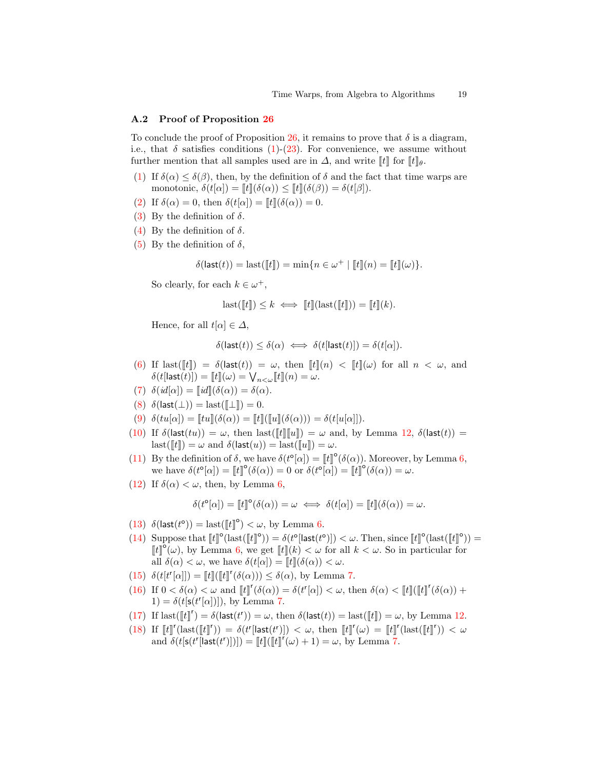### A.2 Proof of Proposition 26

To conclude the proof of Proposition 26, it remains to prove that $\delta$ is a diagram, i.e., that $\delta$ satisfies conditions (1)-(23). For convenience, we assume without further mention that all samples used are in $\Delta$, and write $[\![t]\!]$ for $[\![t]\!]_\theta$.

(1) If $\delta(\alpha) \leq \delta(\beta)$, then, by the definition of $\delta$ and the fact that time warps are monotonic, $\delta(t[\alpha]) = [\![t]\!](\delta(\alpha)) \leq [\![t]\!](\delta(\beta)) = \delta(t[\beta])$.

(2) If $\delta(\alpha) = 0$, then $\delta(t[\alpha]) = [\![t]\!](\delta(\alpha)) = 0$.

(3) By the definition of $\delta$.

(4) By the definition of $\delta$.

(5) By the definition of $\delta$,

$$\delta(\mathsf{last}(t)) = \mathrm{last}([\![t]\!]) = \min\{n \in \omega^+ \mid [\![t]\!](n) = [\![t]\!](\omega)\}.$$

So clearly, for each $k \in \omega^+$,

$$\mathrm{last}([\![t]\!]) \leq k \iff [\![t]\!](\mathrm{last}([\![t]\!])) = [\![t]\!](k).$$

Hence, for all $t[\alpha] \in \Delta$,

$$\delta(\mathsf{last}(t)) \leq \delta(\alpha) \iff \delta(t[\mathsf{last}(t)]) = \delta(t[\alpha]).$$

(6) If $\mathrm{last}([\![t]\!]) = \delta(\mathsf{last}(t)) = \omega$, then $[\![t]\!](n) < [\![t]\!](\omega)$ for all $n < \omega$, and $\delta(t[\mathsf{last}(t)]) = [\![t]\!](\omega) = \bigvee_{n<\omega} [\![t]\!](n) = \omega$.

(7) $\delta(id[\alpha]) = [\![id]\!](\delta(\alpha)) = \delta(\alpha)$.

(8) $\delta(\mathsf{last}(\bot)) = \mathrm{last}([\![\bot]\!]) = 0$.

(9) $\delta(tu[\alpha]) = [\![tu]\!](\delta(\alpha)) = [\![t]\!]([\![u]\!](\delta(\alpha))) = \delta(t[u[\alpha]])$.

(10) If $\delta(\mathsf{last}(tu)) = \omega$, then $\mathrm{last}([\![t]\!][\![u]\!]) = \omega$ and, by Lemma 12, $\delta(\mathsf{last}(t)) = \mathrm{last}([\![t]\!]) = \omega$ and $\delta(\mathsf{last}(u)) = \mathrm{last}([\![u]\!]) = \omega$.

(11) By the definition of $\delta$, we have $\delta(t^{\mathsf{o}}[\alpha]) = [\![t]\!]^{\mathsf{o}}(\delta(\alpha))$. Moreover, by Lemma 6, we have $\delta(t^{\mathsf{o}}[\alpha]) = [\![t]\!]^{\mathsf{o}}(\delta(\alpha)) = 0$ or $\delta(t^{\mathsf{o}}[\alpha]) = [\![t]\!]^{\mathsf{o}}(\delta(\alpha)) = \omega$.

(12) If $\delta(\alpha) < \omega$, then, by Lemma 6,

$$\delta(t^{\mathsf{o}}[\alpha]) = [\![t]\!]^{\mathsf{o}}(\delta(\alpha)) = \omega \iff \delta(t[\alpha]) = [\![t]\!](\delta(\alpha)) = \omega.$$

(13) $\delta(\mathsf{last}(t^{\mathsf{o}})) = \mathrm{last}([\![t]\!]^{\mathsf{o}}) < \omega$, by Lemma 6.

(14) Suppose that $[\![t]\!]^{\mathsf{o}}(\mathrm{last}([\![t]\!]^{\mathsf{o}})) = \delta(t^{\mathsf{o}}[\mathsf{last}(t^{\mathsf{o}})]) < \omega$. Then, since $[\![t]\!]^{\mathsf{o}}(\mathrm{last}([\![t]\!]^{\mathsf{o}})) = [\![t]\!]^{\mathsf{o}}(\omega)$, by Lemma 6, we get $[\![t]\!](k) < \omega$ for all $k < \omega$. So in particular for all $\delta(\alpha) < \omega$, we have $\delta(t[\alpha]) = [\![t]\!](\delta(\alpha)) < \omega$.

(15) $\delta(t[t^{\mathsf{r}}[\alpha]]) = [\![t]\!]([\![t]\!]^{\mathsf{r}}(\delta(\alpha))) \leq \delta(\alpha)$, by Lemma 7.

(16) If $0 < \delta(\alpha) < \omega$ and $[\![t]\!]^{\mathsf{r}}(\delta(\alpha)) = \delta(t^{\mathsf{r}}[\alpha]) < \omega$, then $\delta(\alpha) < [\![t]\!]([\![t]\!]^{\mathsf{r}}(\delta(\alpha)) + 1) = \delta(t[\mathsf{s}(t^{\mathsf{r}}[\alpha])])$, by Lemma 7.

(17) If $\mathrm{last}([\![t]\!]^{\mathsf{r}}) = \delta(\mathsf{last}(t^{\mathsf{r}})) = \omega$, then $\delta(\mathsf{last}(t)) = \mathrm{last}([\![t]\!]) = \omega$, by Lemma 12.

(18) If $[\![t]\!]^{\mathsf{r}}(\mathrm{last}([\![t]\!]^{\mathsf{r}})) = \delta(t^{\mathsf{r}}[\mathsf{last}(t^{\mathsf{r}})]) < \omega$, then $[\![t]\!]^{\mathsf{r}}(\omega) = [\![t]\!]^{\mathsf{r}}(\mathrm{last}([\![t]\!]^{\mathsf{r}})) < \omega$ and $\delta(t[\mathsf{s}(t^{\mathsf{r}}[\mathsf{last}(t^{\mathsf{r}})])]) = [\![t]\!]([\![t]\!]^{\mathsf{r}}(\omega) + 1) = \omega$, by Lemma 7.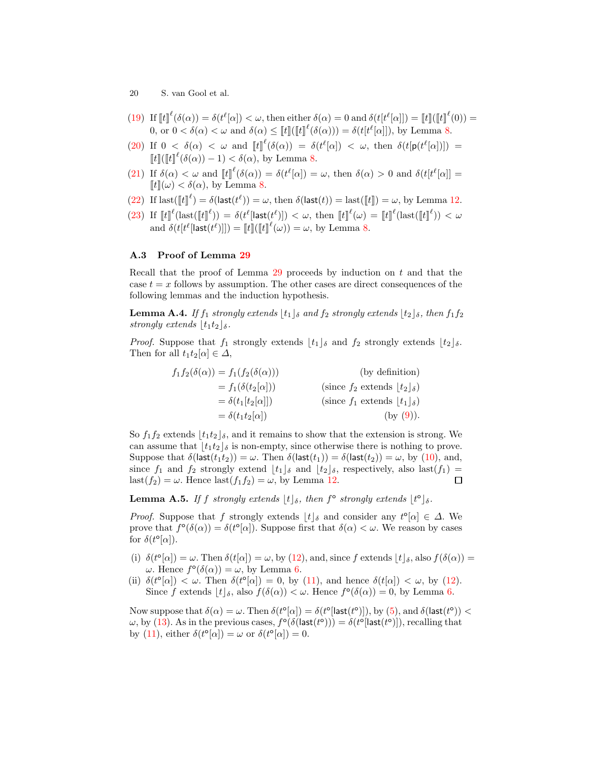(19) If $[\![t]\!]^\ell(\delta(\alpha)) = \delta(t^\ell[\alpha]) < \omega$, then either $\delta(\alpha) = 0$ and $\delta(t[t^\ell[\alpha]]) = [\![t]\!]([\![t]\!]^\ell(0)) = 0$, or $0 < \delta(\alpha) < \omega$ and $\delta(\alpha) \leq [\![t]\!]([\![t]\!]^\ell(\delta(\alpha))) = \delta(t[t^\ell[\alpha]])$, by Lemma 8.

(20) If $0 < \delta(\alpha) < \omega$ and $[\![t]\!]^\ell(\delta(\alpha)) = \delta(t^\ell[\alpha]) < \omega$, then $\delta(t[\mathsf{p}(t^\ell[\alpha])]) = [\![t]\!]([\![t]\!]^\ell(\delta(\alpha)) - 1) < \delta(\alpha)$, by Lemma 8.

(21) If $\delta(\alpha) < \omega$ and $[\![t]\!]^\ell(\delta(\alpha)) = \delta(t^\ell[\alpha]) = \omega$, then $\delta(\alpha) > 0$ and $\delta(t[t^\ell[\alpha]] = [\![t]\!](\omega) < \delta(\alpha)$, by Lemma 8.

(22) If $\mathrm{last}([\![t]\!]^\ell) = \delta(\mathsf{last}(t^\ell)) = \omega$, then $\delta(\mathsf{last}(t)) = \mathrm{last}([\![t]\!]) = \omega$, by Lemma 12.

(23) If $[\![t]\!]^\ell(\mathrm{last}([\![t]\!]^\ell)) = \delta(t^\ell[\mathsf{last}(t^\ell)]) < \omega$, then $[\![t]\!]^\ell(\omega) = [\![t]\!]^\ell(\mathrm{last}([\![t]\!]^\ell)) < \omega$ and $\delta(t[t^\ell[\mathsf{last}(t^\ell)]]) = [\![t]\!]([\![t]\!]^\ell(\omega)) = \omega$, by Lemma 8.

### A.3 Proof of Lemma 29

Recall that the proof of Lemma 29 proceeds by induction on $t$ and that the case $t = x$ follows by assumption. The other cases are direct consequences of the following lemmas and the induction hypothesis.

**Lemma A.4.** *If $f_1$ strongly extends $\lfloor t_1 \rfloor_\delta$ and $f_2$ strongly extends $\lfloor t_2 \rfloor_\delta$, then $f_1 f_2$ strongly extends $\lfloor t_1 t_2 \rfloor_\delta$.*

*Proof.* Suppose that $f_1$ strongly extends $\lfloor t_1 \rfloor_\delta$ and $f_2$ strongly extends $\lfloor t_2 \rfloor_\delta$. Then for all $t_1 t_2[\alpha] \in \Delta$,

$$
\begin{aligned}
f_1 f_2(\delta(\alpha)) &= f_1(f_2(\delta(\alpha))) && \text{(by definition)}\\
&= f_1(\delta(t_2[\alpha])) && \text{(since } f_2 \text{ extends } \lfloor t_2 \rfloor_\delta)\\
&= \delta(t_1[t_2[\alpha]]) && \text{(since } f_1 \text{ extends } \lfloor t_1 \rfloor_\delta)\\
&= \delta(t_1 t_2[\alpha]) && \text{(by (9))}.
\end{aligned}
$$

So $f_1 f_2$ extends $\lfloor t_1 t_2 \rfloor_\delta$, and it remains to show that the extension is strong. We can assume that $\lfloor t_1 t_2 \rfloor_\delta$ is non-empty, since otherwise there is nothing to prove. Suppose that $\delta(\mathsf{last}(t_1 t_2)) = \omega$. Then $\delta(\mathsf{last}(t_1)) = \delta(\mathsf{last}(t_2)) = \omega$, by (10), and, since $f_1$ and $f_2$ strongly extend $\lfloor t_1 \rfloor_\delta$ and $\lfloor t_2 \rfloor_\delta$, respectively, also $\mathrm{last}(f_1) = \mathrm{last}(f_2) = \omega$. Hence $\mathrm{last}(f_1 f_2) = \omega$, by Lemma 12. ☐

**Lemma A.5.** *If $f$ strongly extends $\lfloor t \rfloor_\delta$, then $f^\circ$ strongly extends $\lfloor t^\circ \rfloor_\delta$.*

*Proof.* Suppose that $f$ strongly extends $\lfloor t \rfloor_\delta$ and consider any $t^\circ[\alpha] \in \Delta$. We prove that $f^\circ(\delta(\alpha)) = \delta(t^\circ[\alpha])$. Suppose first that $\delta(\alpha) < \omega$. We reason by cases for $\delta(t^\circ[\alpha])$.

(i) $\delta(t^\circ[\alpha]) = \omega$. Then $\delta(t[\alpha]) = \omega$, by (12), and, since $f$ extends $\lfloor t \rfloor_\delta$, also $f(\delta(\alpha)) = \omega$. Hence $f^\circ(\delta(\alpha)) = \omega$, by Lemma 6.

(ii) $\delta(t^\circ[\alpha]) < \omega$. Then $\delta(t^\circ[\alpha]) = 0$, by (11), and hence $\delta(t[\alpha]) < \omega$, by (12). Since $f$ extends $\lfloor t \rfloor_\delta$, also $f(\delta(\alpha)) < \omega$. Hence $f^\circ(\delta(\alpha)) = 0$, by Lemma 6.

Now suppose that $\delta(\alpha) = \omega$. Then $\delta(t^\circ[\alpha]) = \delta(t^\circ[\mathsf{last}(t^\circ)])$, by (5), and $\delta(\mathsf{last}(t^\circ)) < \omega$, by (13). As in the previous cases, $f^\circ(\delta(\mathsf{last}(t^\circ))) = \delta(t^\circ[\mathsf{last}(t^\circ)])$, recalling that by (11), either $\delta(t^\circ[\alpha]) = \omega$ or $\delta(t^\circ[\alpha]) = 0$.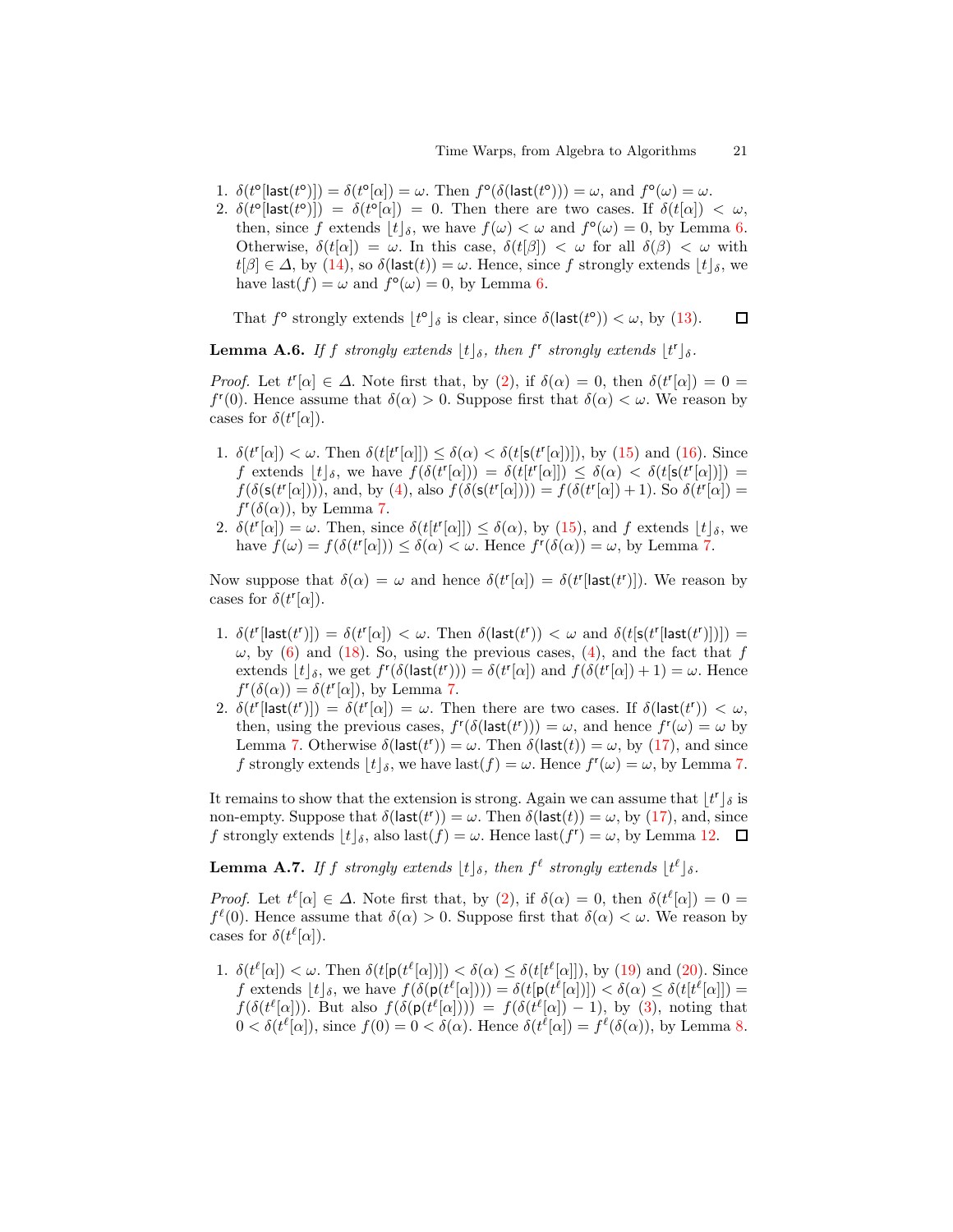1. $\delta(t^{\mathsf{o}}[\mathsf{last}(t^{\mathsf{o}})]) = \delta(t^{\mathsf{o}}[\alpha]) = \omega$. Then $f^{\mathsf{o}}(\delta(\mathsf{last}(t^{\mathsf{o}}))) = \omega$, and $f^{\mathsf{o}}(\omega) = \omega$.
2. $\delta(t^{\mathsf{o}}[\mathsf{last}(t^{\mathsf{o}})]) = \delta(t^{\mathsf{o}}[\alpha]) = 0$. Then there are two cases. If $\delta(t[\alpha]) < \omega$, then, since $f$ extends $\lfloor t \rfloor_\delta$, we have $f(\omega) < \omega$ and $f^{\mathsf{o}}(\omega) = 0$, by Lemma 6. Otherwise, $\delta(t[\alpha]) = \omega$. In this case, $\delta(t[\beta]) < \omega$ for all $\delta(\beta) < \omega$ with $t[\beta] \in \Delta$, by (14), so $\delta(\mathsf{last}(t)) = \omega$. Hence, since $f$ strongly extends $\lfloor t \rfloor_\delta$, we have $\mathrm{last}(f) = \omega$ and $f^{\mathsf{o}}(\omega) = 0$, by Lemma 6.

That $f^{\mathsf{o}}$ strongly extends $\lfloor t^{\mathsf{o}} \rfloor_\delta$ is clear, since $\delta(\mathsf{last}(t^{\mathsf{o}})) < \omega$, by (13). ☐

**Lemma A.6.** *If $f$ strongly extends $\lfloor t \rfloor_\delta$, then $f^{\mathsf{r}}$ strongly extends $\lfloor t^{\mathsf{r}} \rfloor_\delta$.*

*Proof.* Let $t^{\mathsf{r}}[\alpha] \in \Delta$. Note first that, by (2), if $\delta(\alpha) = 0$, then $\delta(t^{\mathsf{r}}[\alpha]) = 0 = f^{\mathsf{r}}(0)$. Hence assume that $\delta(\alpha) > 0$. Suppose first that $\delta(\alpha) < \omega$. We reason by cases for $\delta(t^{\mathsf{r}}[\alpha])$.

1. $\delta(t^{\mathsf{r}}[\alpha]) < \omega$. Then $\delta(t[t^{\mathsf{r}}[\alpha]]) \leq \delta(\alpha) < \delta(t[\mathsf{s}(t^{\mathsf{r}}[\alpha])])$, by (15) and (16). Since $f$ extends $\lfloor t \rfloor_\delta$, we have $f(\delta(t^{\mathsf{r}}[\alpha])) = \delta(t[t^{\mathsf{r}}[\alpha]]) \leq \delta(\alpha) < \delta(t[\mathsf{s}(t^{\mathsf{r}}[\alpha])]) = f(\delta(\mathsf{s}(t^{\mathsf{r}}[\alpha])))$, and, by (4), also $f(\delta(\mathsf{s}(t^{\mathsf{r}}[\alpha]))) = f(\delta(t^{\mathsf{r}}[\alpha]) + 1)$. So $\delta(t^{\mathsf{r}}[\alpha]) = f^{\mathsf{r}}(\delta(\alpha))$, by Lemma 7.
2. $\delta(t^{\mathsf{r}}[\alpha]) = \omega$. Then, since $\delta(t[t^{\mathsf{r}}[\alpha]]) \leq \delta(\alpha)$, by (15), and $f$ extends $\lfloor t \rfloor_\delta$, we have $f(\omega) = f(\delta(t^{\mathsf{r}}[\alpha])) \leq \delta(\alpha) < \omega$. Hence $f^{\mathsf{r}}(\delta(\alpha)) = \omega$, by Lemma 7.

Now suppose that $\delta(\alpha) = \omega$ and hence $\delta(t^{\mathsf{r}}[\alpha]) = \delta(t^{\mathsf{r}}[\mathsf{last}(t^{\mathsf{r}})])$. We reason by cases for $\delta(t^{\mathsf{r}}[\alpha])$.

1. $\delta(t^{\mathsf{r}}[\mathsf{last}(t^{\mathsf{r}})]) = \delta(t^{\mathsf{r}}[\alpha]) < \omega$. Then $\delta(\mathsf{last}(t^{\mathsf{r}})) < \omega$ and $\delta(t[\mathsf{s}(t^{\mathsf{r}}[\mathsf{last}(t^{\mathsf{r}})])]) = \omega$, by (6) and (18). So, using the previous cases, (4), and the fact that $f$ extends $\lfloor t \rfloor_\delta$, we get $f^{\mathsf{r}}(\delta(\mathsf{last}(t^{\mathsf{r}}))) = \delta(t^{\mathsf{r}}[\alpha])$ and $f(\delta(t^{\mathsf{r}}[\alpha]) + 1) = \omega$. Hence $f^{\mathsf{r}}(\delta(\alpha)) = \delta(t^{\mathsf{r}}[\alpha])$, by Lemma 7.
2. $\delta(t^{\mathsf{r}}[\mathsf{last}(t^{\mathsf{r}})]) = \delta(t^{\mathsf{r}}[\alpha]) = \omega$. Then there are two cases. If $\delta(\mathsf{last}(t^{\mathsf{r}})) < \omega$, then, using the previous cases, $f^{\mathsf{r}}(\delta(\mathsf{last}(t^{\mathsf{r}}))) = \omega$, and hence $f^{\mathsf{r}}(\omega) = \omega$ by Lemma 7. Otherwise $\delta(\mathsf{last}(t^{\mathsf{r}})) = \omega$. Then $\delta(\mathsf{last}(t)) = \omega$, by (17), and since $f$ strongly extends $\lfloor t \rfloor_\delta$, we have $\mathrm{last}(f) = \omega$. Hence $f^{\mathsf{r}}(\omega) = \omega$, by Lemma 7.

It remains to show that the extension is strong. Again we can assume that $\lfloor t^{\mathsf{r}} \rfloor_\delta$ is non-empty. Suppose that $\delta(\mathsf{last}(t^{\mathsf{r}})) = \omega$. Then $\delta(\mathsf{last}(t)) = \omega$, by (17), and, since $f$ strongly extends $\lfloor t \rfloor_\delta$, also $\mathrm{last}(f) = \omega$. Hence $\mathrm{last}(f^{\mathsf{r}}) = \omega$, by Lemma 12. ☐

**Lemma A.7.** *If $f$ strongly extends $\lfloor t \rfloor_\delta$, then $f^{\ell}$ strongly extends $\lfloor t^{\ell} \rfloor_\delta$.*

*Proof.* Let $t^{\ell}[\alpha] \in \Delta$. Note first that, by (2), if $\delta(\alpha) = 0$, then $\delta(t^{\ell}[\alpha]) = 0 = f^{\ell}(0)$. Hence assume that $\delta(\alpha) > 0$. Suppose first that $\delta(\alpha) < \omega$. We reason by cases for $\delta(t^{\ell}[\alpha])$.

1. $\delta(t^{\ell}[\alpha]) < \omega$. Then $\delta(t[\mathsf{p}(t^{\ell}[\alpha])]) < \delta(\alpha) \leq \delta(t[t^{\ell}[\alpha]])$, by (19) and (20). Since $f$ extends $\lfloor t \rfloor_\delta$, we have $f(\delta(\mathsf{p}(t^{\ell}[\alpha]))) = \delta(t[\mathsf{p}(t^{\ell}[\alpha])]) < \delta(\alpha) \leq \delta(t[t^{\ell}[\alpha]]) = f(\delta(t^{\ell}[\alpha]))$. But also $f(\delta(\mathsf{p}(t^{\ell}[\alpha]))) = f(\delta(t^{\ell}[\alpha]) - 1)$, by (3), noting that $0 < \delta(t^{\ell}[\alpha])$, since $f(0) = 0 < \delta(\alpha)$. Hence $\delta(t^{\ell}[\alpha]) = f^{\ell}(\delta(\alpha))$, by Lemma 8.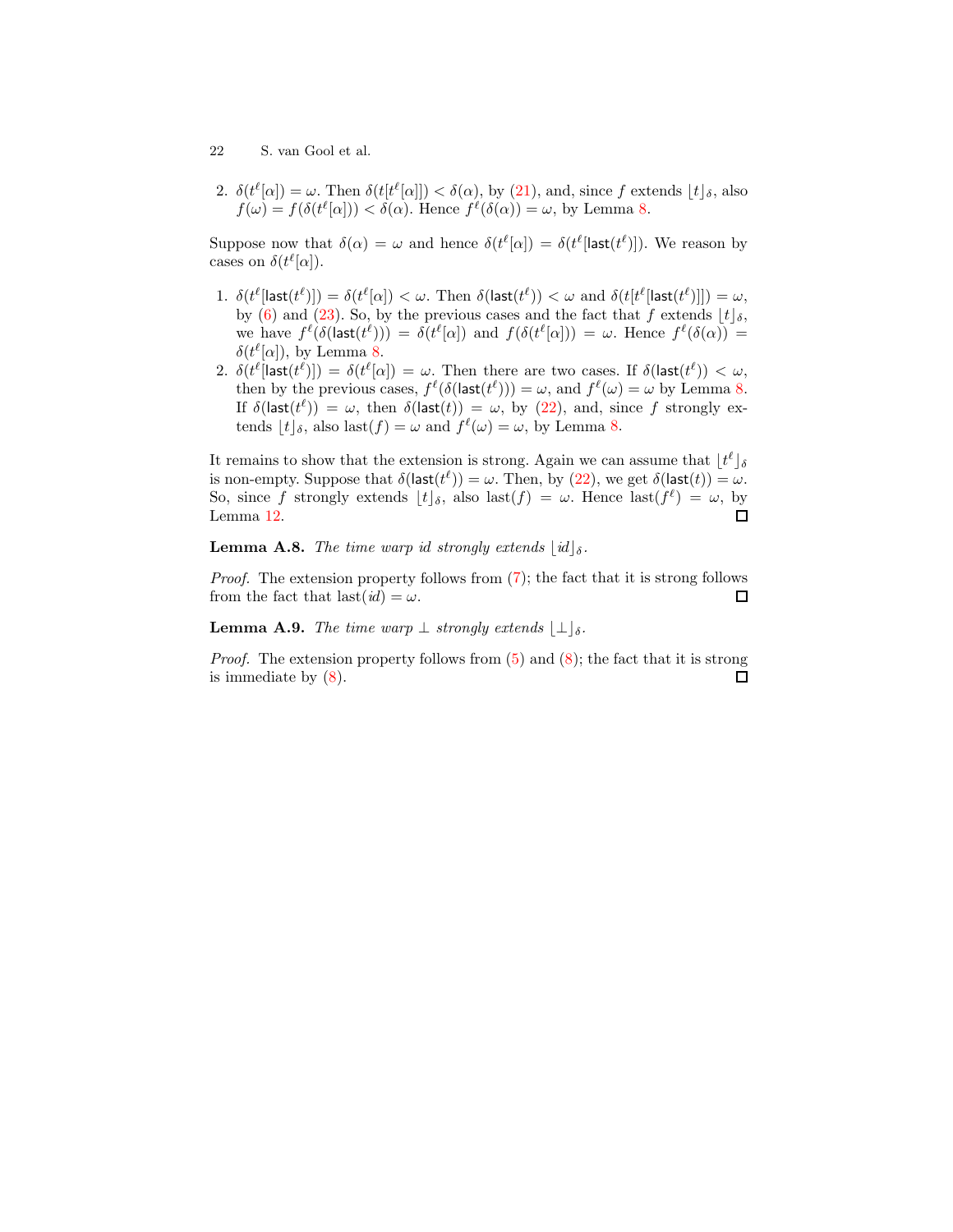2. $\delta(t^\ell[\alpha]) = \omega$. Then $\delta(t[t^\ell[\alpha]]) < \delta(\alpha)$, by (21), and, since $f$ extends $\lfloor t \rfloor_\delta$, also $f(\omega) = f(\delta(t^\ell[\alpha])) < \delta(\alpha)$. Hence $f^\ell(\delta(\alpha)) = \omega$, by Lemma 8.

Suppose now that $\delta(\alpha) = \omega$ and hence $\delta(t^\ell[\alpha]) = \delta(t^\ell[\mathsf{last}(t^\ell)])$. We reason by cases on $\delta(t^\ell[\alpha])$.

1. $\delta(t^\ell[\mathsf{last}(t^\ell)]) = \delta(t^\ell[\alpha]) < \omega$. Then $\delta(\mathsf{last}(t^\ell)) < \omega$ and $\delta(t[t^\ell[\mathsf{last}(t^\ell)]]) = \omega$, by (6) and (23). So, by the previous cases and the fact that $f$ extends $\lfloor t \rfloor_\delta$, we have $f^\ell(\delta(\mathsf{last}(t^\ell))) = \delta(t^\ell[\alpha])$ and $f(\delta(t^\ell[\alpha])) = \omega$. Hence $f^\ell(\delta(\alpha)) = \delta(t^\ell[\alpha])$, by Lemma 8.
2. $\delta(t^\ell[\mathsf{last}(t^\ell)]) = \delta(t^\ell[\alpha]) = \omega$. Then there are two cases. If $\delta(\mathsf{last}(t^\ell)) < \omega$, then by the previous cases, $f^\ell(\delta(\mathsf{last}(t^\ell))) = \omega$, and $f^\ell(\omega) = \omega$ by Lemma 8. If $\delta(\mathsf{last}(t^\ell)) = \omega$, then $\delta(\mathsf{last}(t)) = \omega$, by (22), and, since $f$ strongly extends $\lfloor t \rfloor_\delta$, also $\mathrm{last}(f) = \omega$ and $f^\ell(\omega) = \omega$, by Lemma 8.

It remains to show that the extension is strong. Again we can assume that $\lfloor t^\ell \rfloor_\delta$ is non-empty. Suppose that $\delta(\mathsf{last}(t^\ell)) = \omega$. Then, by (22), we get $\delta(\mathsf{last}(t)) = \omega$. So, since $f$ strongly extends $\lfloor t \rfloor_\delta$, also $\mathrm{last}(f) = \omega$. Hence $\mathrm{last}(f^\ell) = \omega$, by Lemma 12. ☐

**Lemma A.8.** *The time warp $id$ strongly extends $\lfloor id \rfloor_\delta$.*

*Proof.* The extension property follows from (7); the fact that it is strong follows from the fact that $\mathrm{last}(id) = \omega$. ☐

**Lemma A.9.** *The time warp $\perp$ strongly extends $\lfloor \perp \rfloor_\delta$.*

*Proof.* The extension property follows from (5) and (8); the fact that it is strong is immediate by (8). ☐